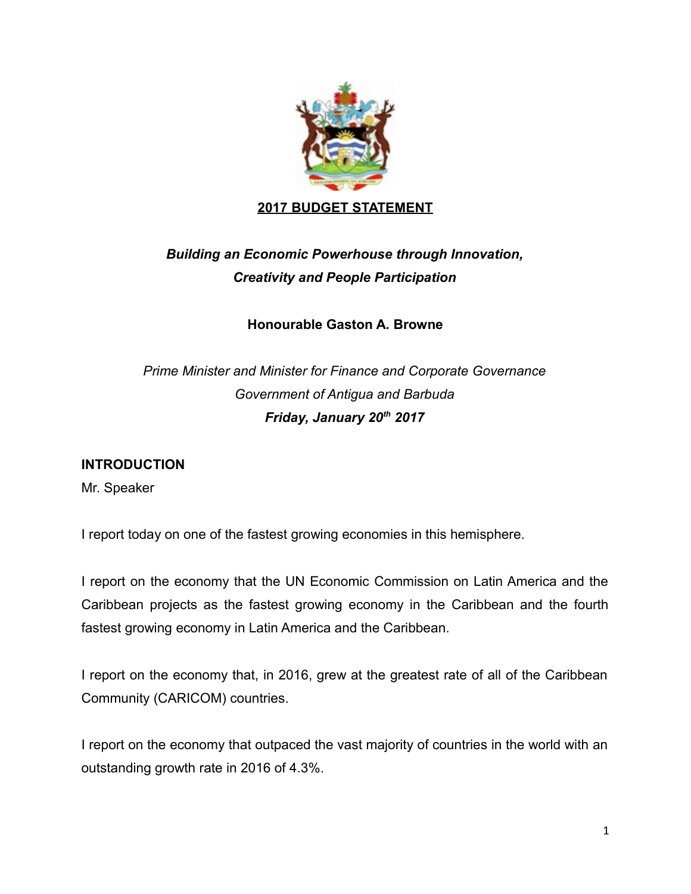# 2017 BUDGET STATEMENT

***Building an Economic Powerhouse through Innovation, Creativity and People Participation***

**Honourable Gaston A. Browne**

*Prime Minister and Minister for Finance and Corporate Governance*
*Government of Antigua and Barbuda*
***Friday, January 20th 2017***

## INTRODUCTION

Mr. Speaker

I report today on one of the fastest growing economies in this hemisphere.

I report on the economy that the UN Economic Commission on Latin America and the Caribbean projects as the fastest growing economy in the Caribbean and the fourth fastest growing economy in Latin America and the Caribbean.

I report on the economy that, in 2016, grew at the greatest rate of all of the Caribbean Community (CARICOM) countries.

I report on the economy that outpaced the vast majority of countries in the world with an outstanding growth rate in 2016 of 4.3%.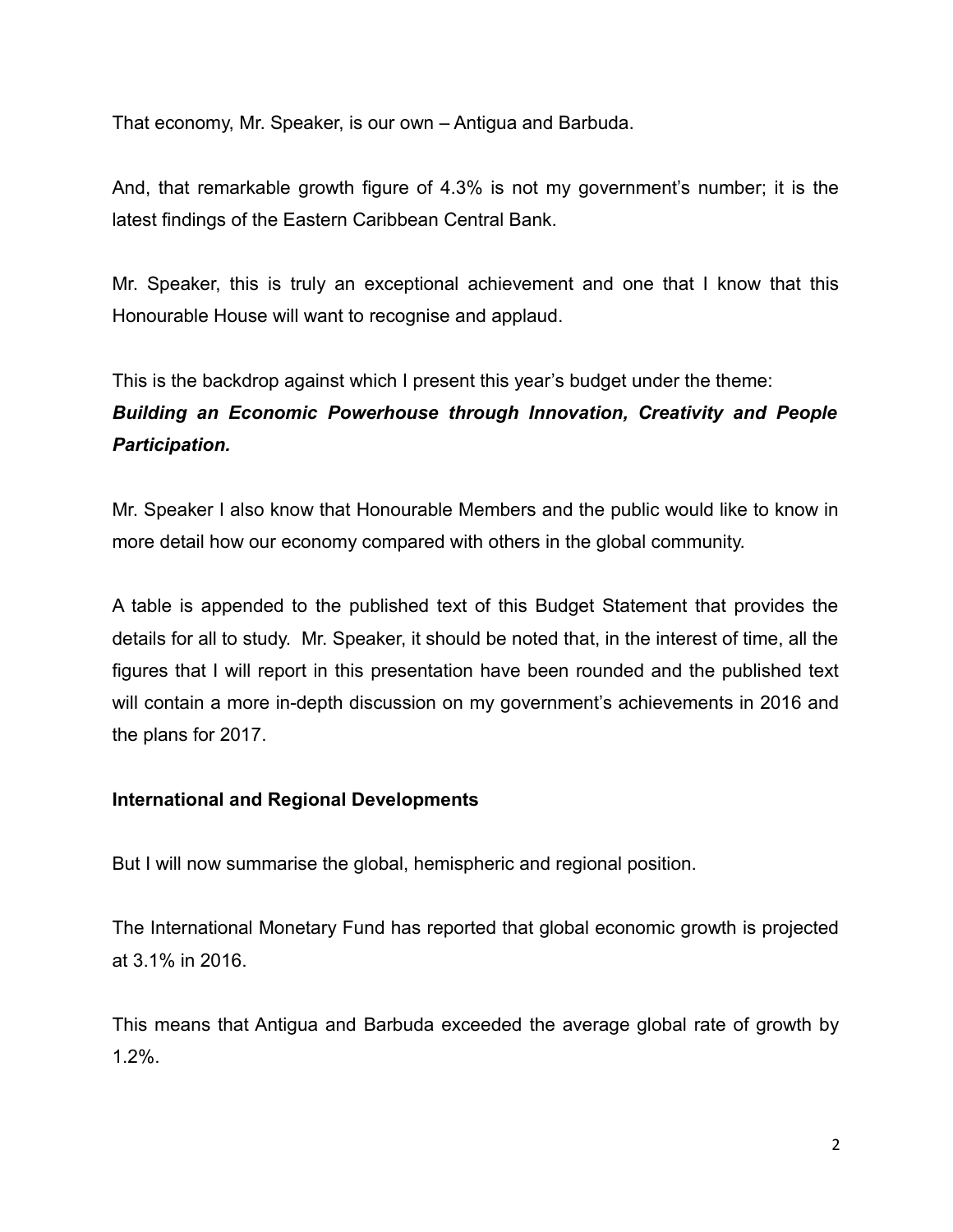That economy, Mr. Speaker, is our own – Antigua and Barbuda.

And, that remarkable growth figure of 4.3% is not my government's number; it is the latest findings of the Eastern Caribbean Central Bank.

Mr. Speaker, this is truly an exceptional achievement and one that I know that this Honourable House will want to recognise and applaud.

This is the backdrop against which I present this year's budget under the theme:
***Building an Economic Powerhouse through Innovation, Creativity and People Participation.***

Mr. Speaker I also know that Honourable Members and the public would like to know in more detail how our economy compared with others in the global community.

A table is appended to the published text of this Budget Statement that provides the details for all to study. Mr. Speaker, it should be noted that, in the interest of time, all the figures that I will report in this presentation have been rounded and the published text will contain a more in-depth discussion on my government's achievements in 2016 and the plans for 2017.

## International and Regional Developments

But I will now summarise the global, hemispheric and regional position.

The International Monetary Fund has reported that global economic growth is projected at 3.1% in 2016.

This means that Antigua and Barbuda exceeded the average global rate of growth by 1.2%.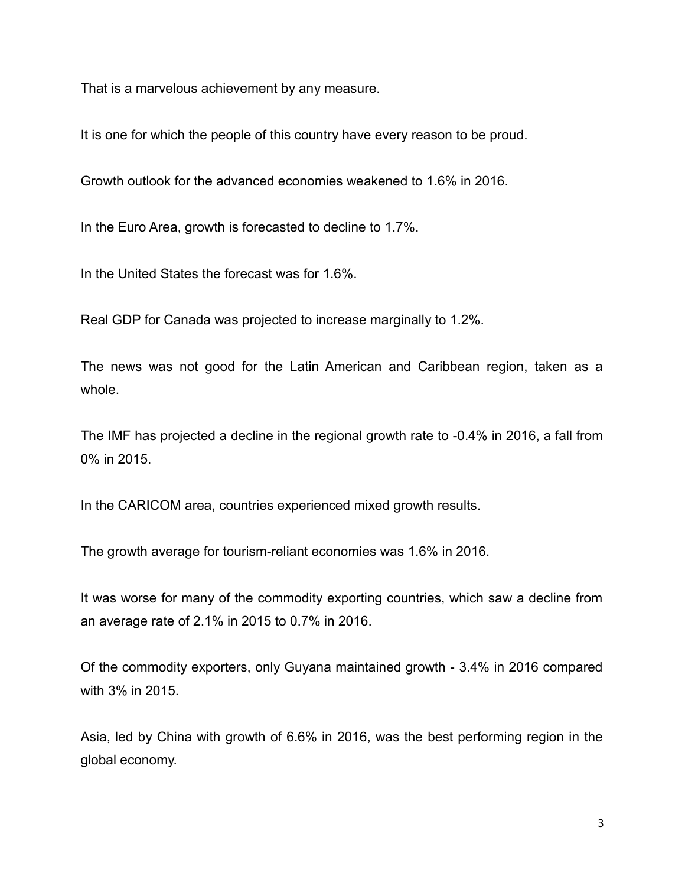That is a marvelous achievement by any measure.

It is one for which the people of this country have every reason to be proud.

Growth outlook for the advanced economies weakened to 1.6% in 2016.

In the Euro Area, growth is forecasted to decline to 1.7%.

In the United States the forecast was for 1.6%.

Real GDP for Canada was projected to increase marginally to 1.2%.

The news was not good for the Latin American and Caribbean region, taken as a whole.

The IMF has projected a decline in the regional growth rate to -0.4% in 2016, a fall from 0% in 2015.

In the CARICOM area, countries experienced mixed growth results.

The growth average for tourism-reliant economies was 1.6% in 2016.

It was worse for many of the commodity exporting countries, which saw a decline from an average rate of 2.1% in 2015 to 0.7% in 2016.

Of the commodity exporters, only Guyana maintained growth - 3.4% in 2016 compared with 3% in 2015.

Asia, led by China with growth of 6.6% in 2016, was the best performing region in the global economy.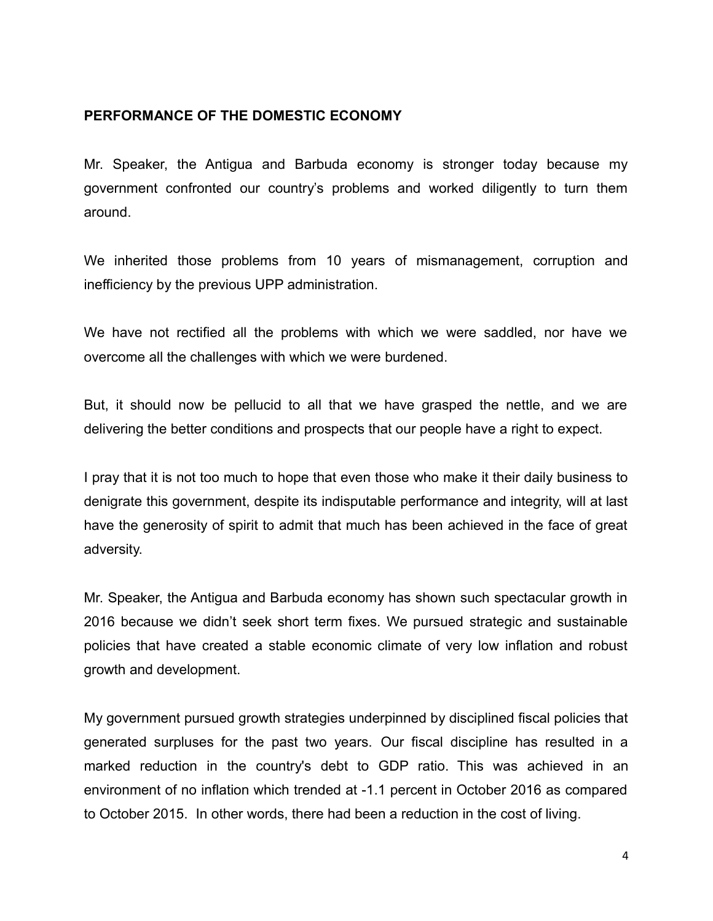## PERFORMANCE OF THE DOMESTIC ECONOMY

Mr. Speaker, the Antigua and Barbuda economy is stronger today because my government confronted our country's problems and worked diligently to turn them around.

We inherited those problems from 10 years of mismanagement, corruption and inefficiency by the previous UPP administration.

We have not rectified all the problems with which we were saddled, nor have we overcome all the challenges with which we were burdened.

But, it should now be pellucid to all that we have grasped the nettle, and we are delivering the better conditions and prospects that our people have a right to expect.

I pray that it is not too much to hope that even those who make it their daily business to denigrate this government, despite its indisputable performance and integrity, will at last have the generosity of spirit to admit that much has been achieved in the face of great adversity.

Mr. Speaker, the Antigua and Barbuda economy has shown such spectacular growth in 2016 because we didn't seek short term fixes. We pursued strategic and sustainable policies that have created a stable economic climate of very low inflation and robust growth and development.

My government pursued growth strategies underpinned by disciplined fiscal policies that generated surpluses for the past two years. Our fiscal discipline has resulted in a marked reduction in the country's debt to GDP ratio. This was achieved in an environment of no inflation which trended at -1.1 percent in October 2016 as compared to October 2015. In other words, there had been a reduction in the cost of living.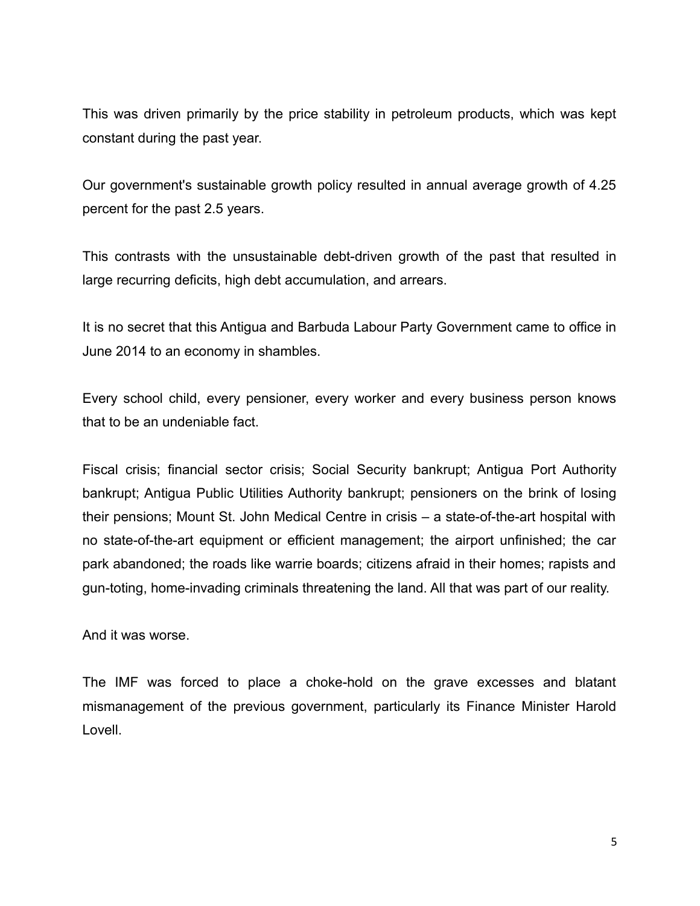This was driven primarily by the price stability in petroleum products, which was kept constant during the past year.

Our government's sustainable growth policy resulted in annual average growth of 4.25 percent for the past 2.5 years.

This contrasts with the unsustainable debt-driven growth of the past that resulted in large recurring deficits, high debt accumulation, and arrears.

It is no secret that this Antigua and Barbuda Labour Party Government came to office in June 2014 to an economy in shambles.

Every school child, every pensioner, every worker and every business person knows that to be an undeniable fact.

Fiscal crisis; financial sector crisis; Social Security bankrupt; Antigua Port Authority bankrupt; Antigua Public Utilities Authority bankrupt; pensioners on the brink of losing their pensions; Mount St. John Medical Centre in crisis – a state-of-the-art hospital with no state-of-the-art equipment or efficient management; the airport unfinished; the car park abandoned; the roads like warrie boards; citizens afraid in their homes; rapists and gun-toting, home-invading criminals threatening the land. All that was part of our reality.

And it was worse.

The IMF was forced to place a choke-hold on the grave excesses and blatant mismanagement of the previous government, particularly its Finance Minister Harold Lovell.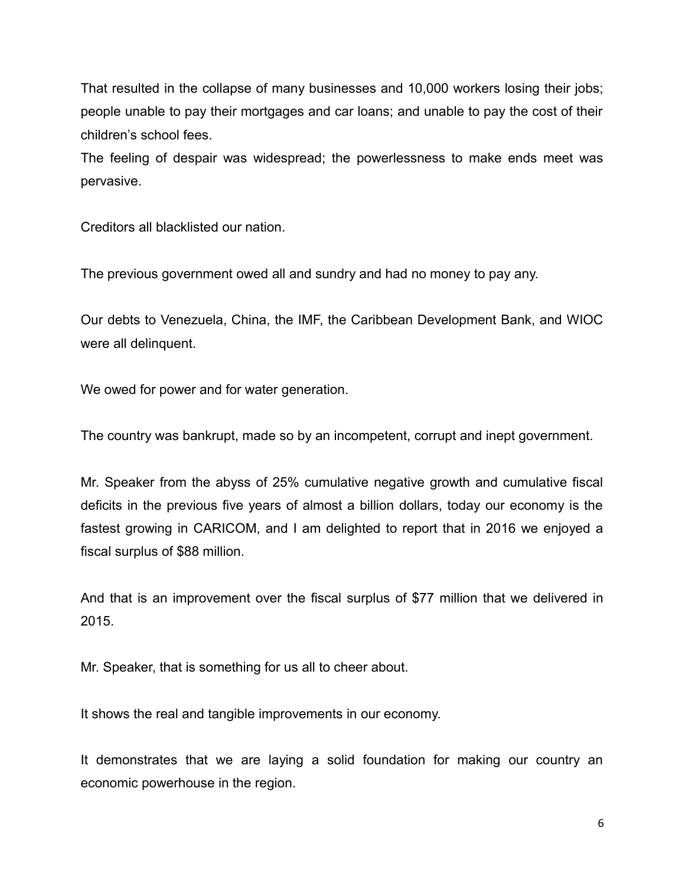That resulted in the collapse of many businesses and 10,000 workers losing their jobs; people unable to pay their mortgages and car loans; and unable to pay the cost of their children's school fees.

The feeling of despair was widespread; the powerlessness to make ends meet was pervasive.

Creditors all blacklisted our nation.

The previous government owed all and sundry and had no money to pay any.

Our debts to Venezuela, China, the IMF, the Caribbean Development Bank, and WIOC were all delinquent.

We owed for power and for water generation.

The country was bankrupt, made so by an incompetent, corrupt and inept government.

Mr. Speaker from the abyss of 25% cumulative negative growth and cumulative fiscal deficits in the previous five years of almost a billion dollars, today our economy is the fastest growing in CARICOM, and I am delighted to report that in 2016 we enjoyed a fiscal surplus of $88 million.

And that is an improvement over the fiscal surplus of $77 million that we delivered in 2015.

Mr. Speaker, that is something for us all to cheer about.

It shows the real and tangible improvements in our economy.

It demonstrates that we are laying a solid foundation for making our country an economic powerhouse in the region.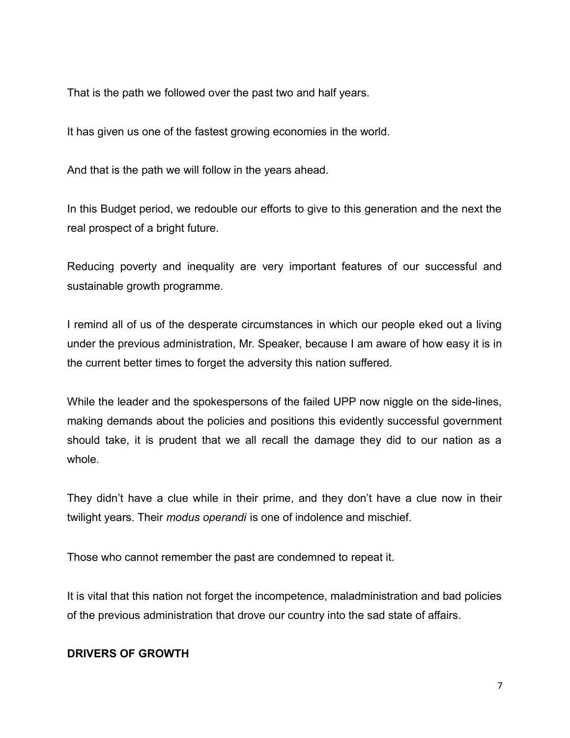That is the path we followed over the past two and half years.

It has given us one of the fastest growing economies in the world.

And that is the path we will follow in the years ahead.

In this Budget period, we redouble our efforts to give to this generation and the next the real prospect of a bright future.

Reducing poverty and inequality are very important features of our successful and sustainable growth programme.

I remind all of us of the desperate circumstances in which our people eked out a living under the previous administration, Mr. Speaker, because I am aware of how easy it is in the current better times to forget the adversity this nation suffered.

While the leader and the spokespersons of the failed UPP now niggle on the side-lines, making demands about the policies and positions this evidently successful government should take, it is prudent that we all recall the damage they did to our nation as a whole.

They didn't have a clue while in their prime, and they don't have a clue now in their twilight years. Their *modus operandi* is one of indolence and mischief.

Those who cannot remember the past are condemned to repeat it.

It is vital that this nation not forget the incompetence, maladministration and bad policies of the previous administration that drove our country into the sad state of affairs.

**DRIVERS OF GROWTH**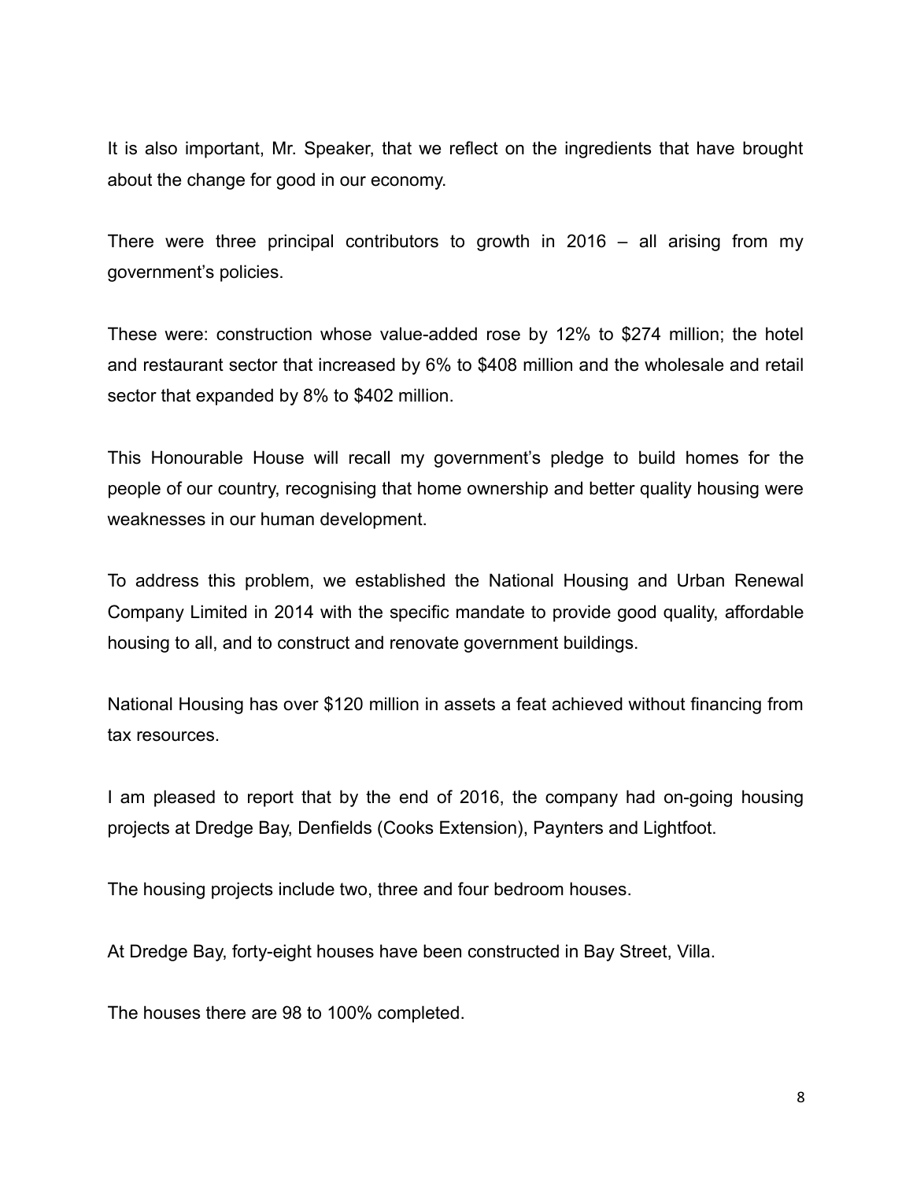It is also important, Mr. Speaker, that we reflect on the ingredients that have brought about the change for good in our economy.

There were three principal contributors to growth in 2016 – all arising from my government's policies.

These were: construction whose value-added rose by 12% to $274 million; the hotel and restaurant sector that increased by 6% to $408 million and the wholesale and retail sector that expanded by 8% to $402 million.

This Honourable House will recall my government's pledge to build homes for the people of our country, recognising that home ownership and better quality housing were weaknesses in our human development.

To address this problem, we established the National Housing and Urban Renewal Company Limited in 2014 with the specific mandate to provide good quality, affordable housing to all, and to construct and renovate government buildings.

National Housing has over $120 million in assets a feat achieved without financing from tax resources.

I am pleased to report that by the end of 2016, the company had on-going housing projects at Dredge Bay, Denfields (Cooks Extension), Paynters and Lightfoot.

The housing projects include two, three and four bedroom houses.

At Dredge Bay, forty-eight houses have been constructed in Bay Street, Villa.

The houses there are 98 to 100% completed.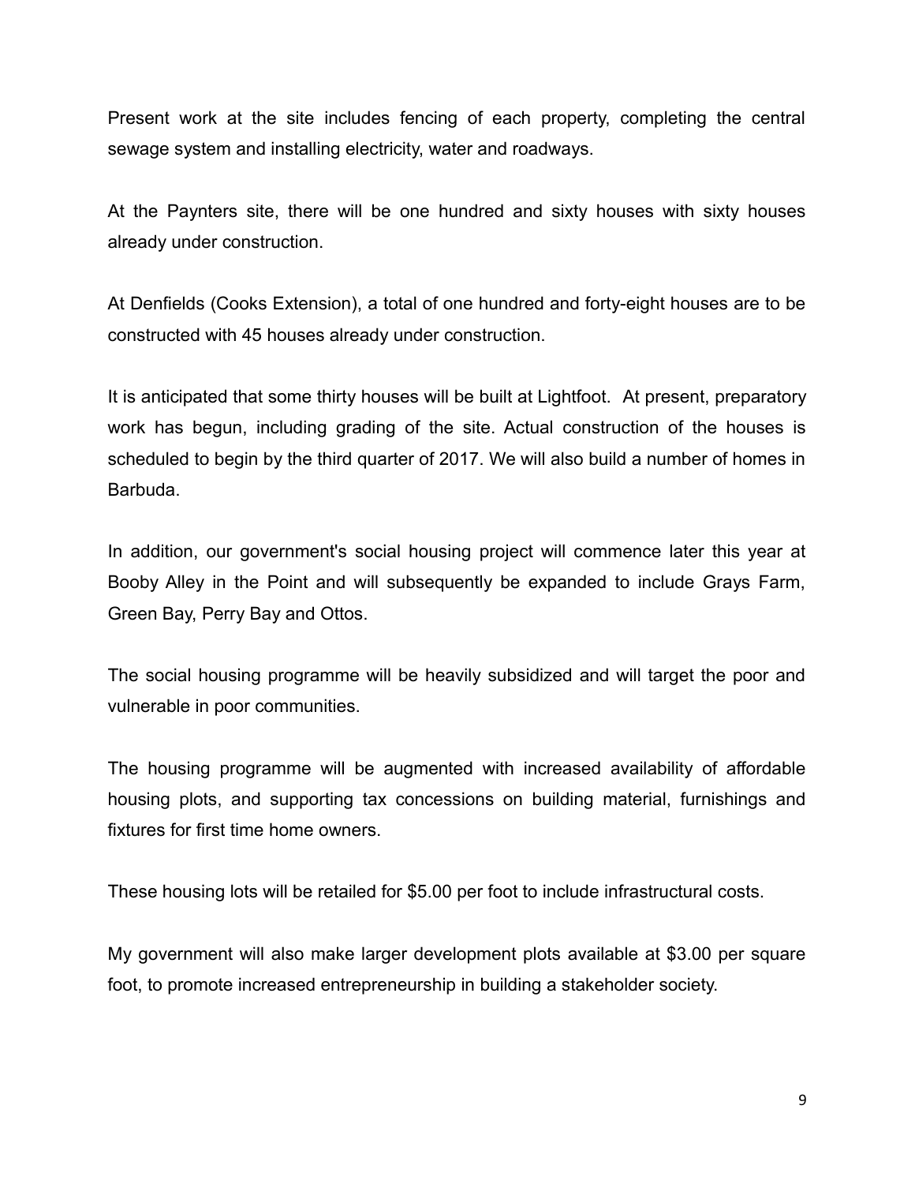Present work at the site includes fencing of each property, completing the central sewage system and installing electricity, water and roadways.

At the Paynters site, there will be one hundred and sixty houses with sixty houses already under construction.

At Denfields (Cooks Extension), a total of one hundred and forty-eight houses are to be constructed with 45 houses already under construction.

It is anticipated that some thirty houses will be built at Lightfoot. At present, preparatory work has begun, including grading of the site. Actual construction of the houses is scheduled to begin by the third quarter of 2017. We will also build a number of homes in Barbuda.

In addition, our government's social housing project will commence later this year at Booby Alley in the Point and will subsequently be expanded to include Grays Farm, Green Bay, Perry Bay and Ottos.

The social housing programme will be heavily subsidized and will target the poor and vulnerable in poor communities.

The housing programme will be augmented with increased availability of affordable housing plots, and supporting tax concessions on building material, furnishings and fixtures for first time home owners.

These housing lots will be retailed for $5.00 per foot to include infrastructural costs.

My government will also make larger development plots available at $3.00 per square foot, to promote increased entrepreneurship in building a stakeholder society.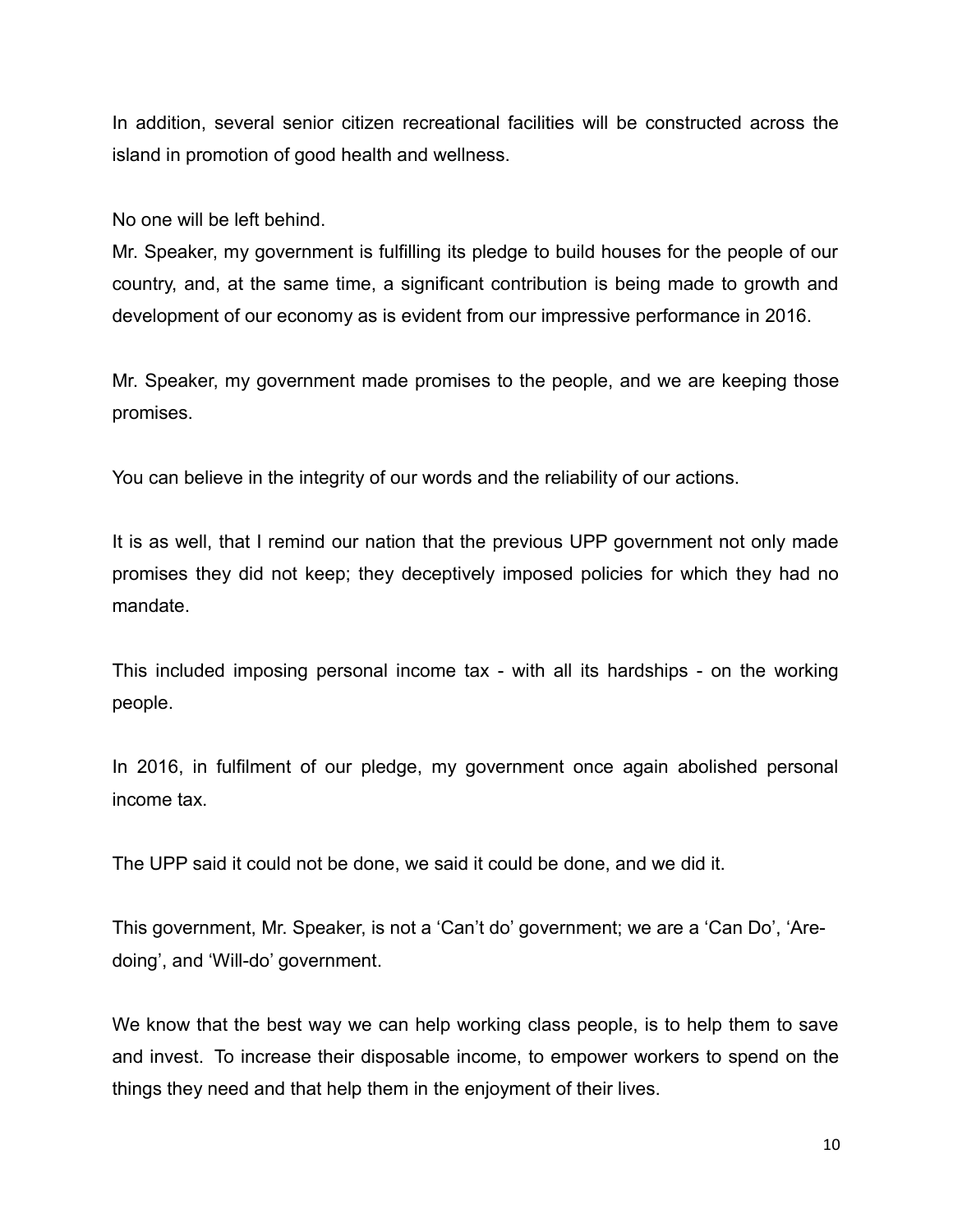In addition, several senior citizen recreational facilities will be constructed across the island in promotion of good health and wellness.

No one will be left behind.

Mr. Speaker, my government is fulfilling its pledge to build houses for the people of our country, and, at the same time, a significant contribution is being made to growth and development of our economy as is evident from our impressive performance in 2016.

Mr. Speaker, my government made promises to the people, and we are keeping those promises.

You can believe in the integrity of our words and the reliability of our actions.

It is as well, that I remind our nation that the previous UPP government not only made promises they did not keep; they deceptively imposed policies for which they had no mandate.

This included imposing personal income tax - with all its hardships - on the working people.

In 2016, in fulfilment of our pledge, my government once again abolished personal income tax.

The UPP said it could not be done, we said it could be done, and we did it.

This government, Mr. Speaker, is not a 'Can't do' government; we are a 'Can Do', 'Are-doing', and 'Will-do' government.

We know that the best way we can help working class people, is to help them to save and invest. To increase their disposable income, to empower workers to spend on the things they need and that help them in the enjoyment of their lives.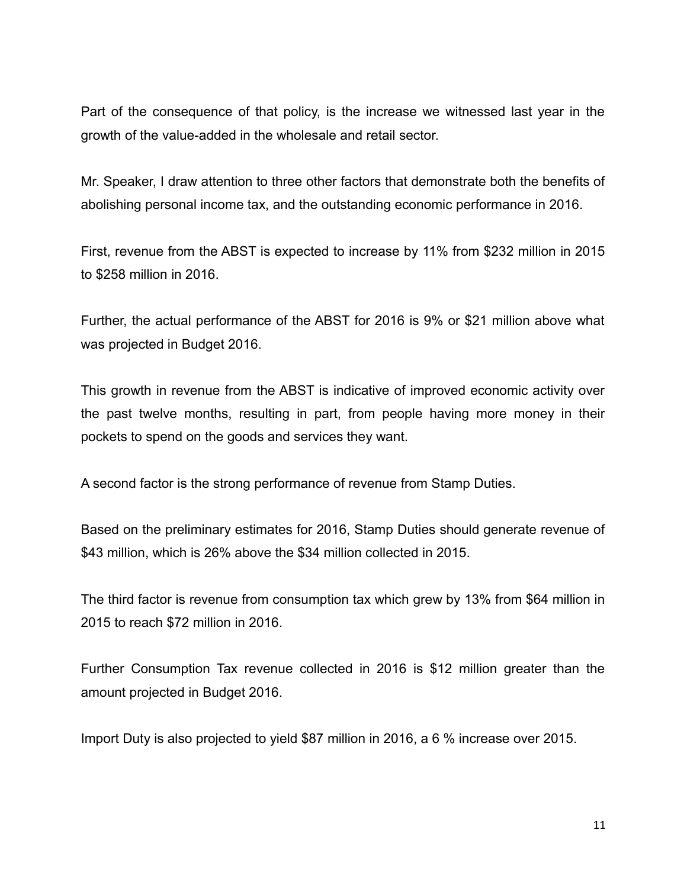Part of the consequence of that policy, is the increase we witnessed last year in the growth of the value-added in the wholesale and retail sector.

Mr. Speaker, I draw attention to three other factors that demonstrate both the benefits of abolishing personal income tax, and the outstanding economic performance in 2016.

First, revenue from the ABST is expected to increase by 11% from $232 million in 2015 to $258 million in 2016.

Further, the actual performance of the ABST for 2016 is 9% or $21 million above what was projected in Budget 2016.

This growth in revenue from the ABST is indicative of improved economic activity over the past twelve months, resulting in part, from people having more money in their pockets to spend on the goods and services they want.

A second factor is the strong performance of revenue from Stamp Duties.

Based on the preliminary estimates for 2016, Stamp Duties should generate revenue of $43 million, which is 26% above the $34 million collected in 2015.

The third factor is revenue from consumption tax which grew by 13% from $64 million in 2015 to reach $72 million in 2016.

Further Consumption Tax revenue collected in 2016 is $12 million greater than the amount projected in Budget 2016.

Import Duty is also projected to yield $87 million in 2016, a 6 % increase over 2015.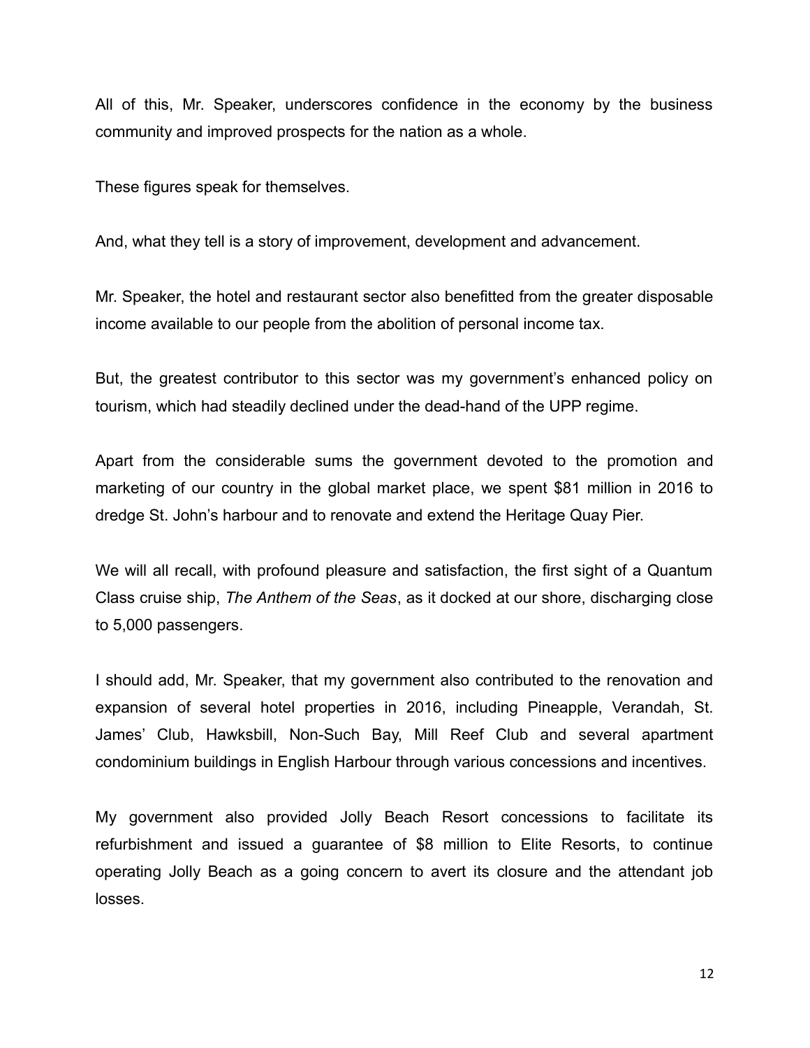All of this, Mr. Speaker, underscores confidence in the economy by the business community and improved prospects for the nation as a whole.

These figures speak for themselves.

And, what they tell is a story of improvement, development and advancement.

Mr. Speaker, the hotel and restaurant sector also benefitted from the greater disposable income available to our people from the abolition of personal income tax.

But, the greatest contributor to this sector was my government's enhanced policy on tourism, which had steadily declined under the dead-hand of the UPP regime.

Apart from the considerable sums the government devoted to the promotion and marketing of our country in the global market place, we spent $81 million in 2016 to dredge St. John's harbour and to renovate and extend the Heritage Quay Pier.

We will all recall, with profound pleasure and satisfaction, the first sight of a Quantum Class cruise ship, *The Anthem of the Seas*, as it docked at our shore, discharging close to 5,000 passengers.

I should add, Mr. Speaker, that my government also contributed to the renovation and expansion of several hotel properties in 2016, including Pineapple, Verandah, St. James' Club, Hawksbill, Non-Such Bay, Mill Reef Club and several apartment condominium buildings in English Harbour through various concessions and incentives.

My government also provided Jolly Beach Resort concessions to facilitate its refurbishment and issued a guarantee of $8 million to Elite Resorts, to continue operating Jolly Beach as a going concern to avert its closure and the attendant job losses.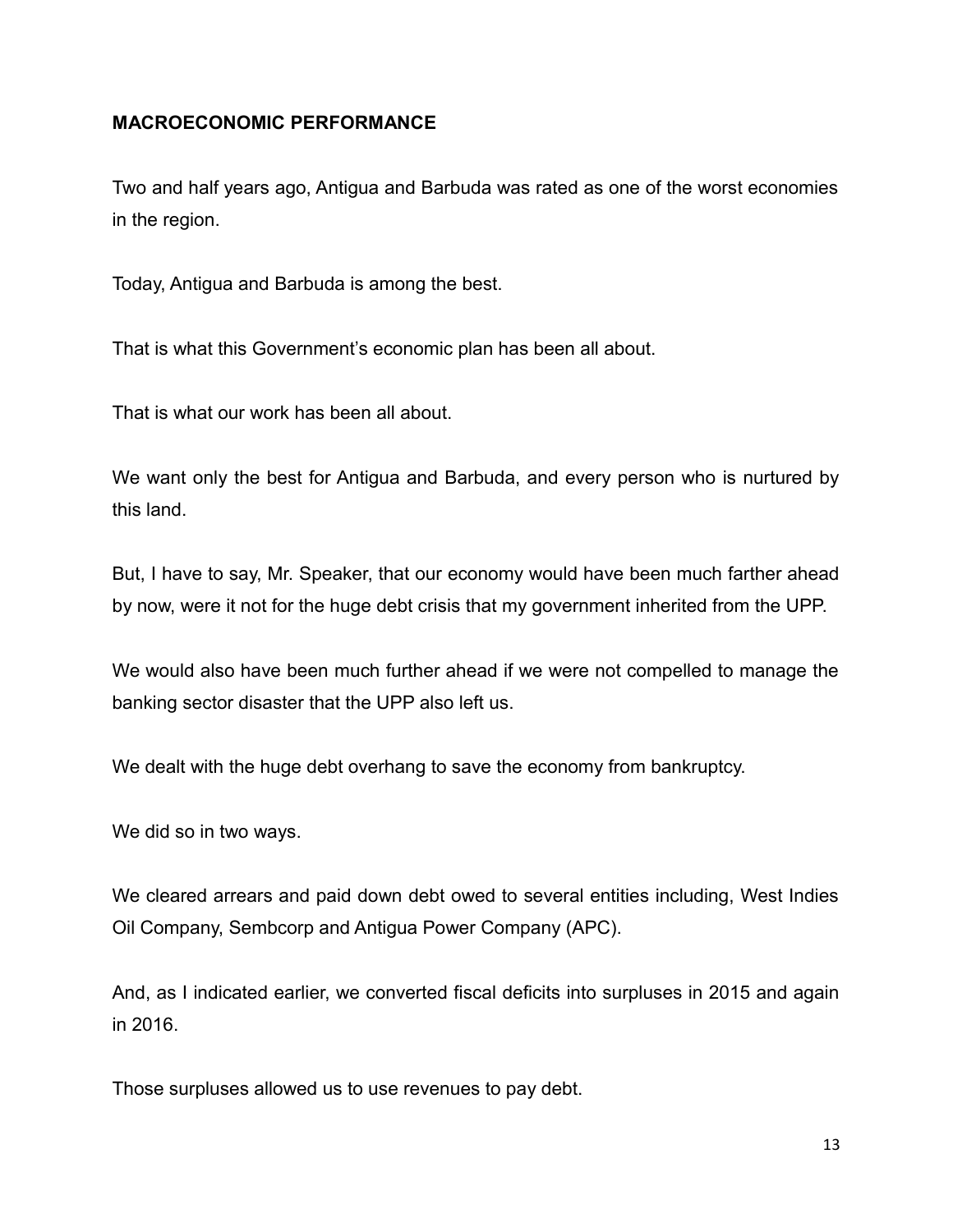**MACROECONOMIC PERFORMANCE**

Two and half years ago, Antigua and Barbuda was rated as one of the worst economies in the region.

Today, Antigua and Barbuda is among the best.

That is what this Government's economic plan has been all about.

That is what our work has been all about.

We want only the best for Antigua and Barbuda, and every person who is nurtured by this land.

But, I have to say, Mr. Speaker, that our economy would have been much farther ahead by now, were it not for the huge debt crisis that my government inherited from the UPP.

We would also have been much further ahead if we were not compelled to manage the banking sector disaster that the UPP also left us.

We dealt with the huge debt overhang to save the economy from bankruptcy.

We did so in two ways.

We cleared arrears and paid down debt owed to several entities including, West Indies Oil Company, Sembcorp and Antigua Power Company (APC).

And, as I indicated earlier, we converted fiscal deficits into surpluses in 2015 and again in 2016.

Those surpluses allowed us to use revenues to pay debt.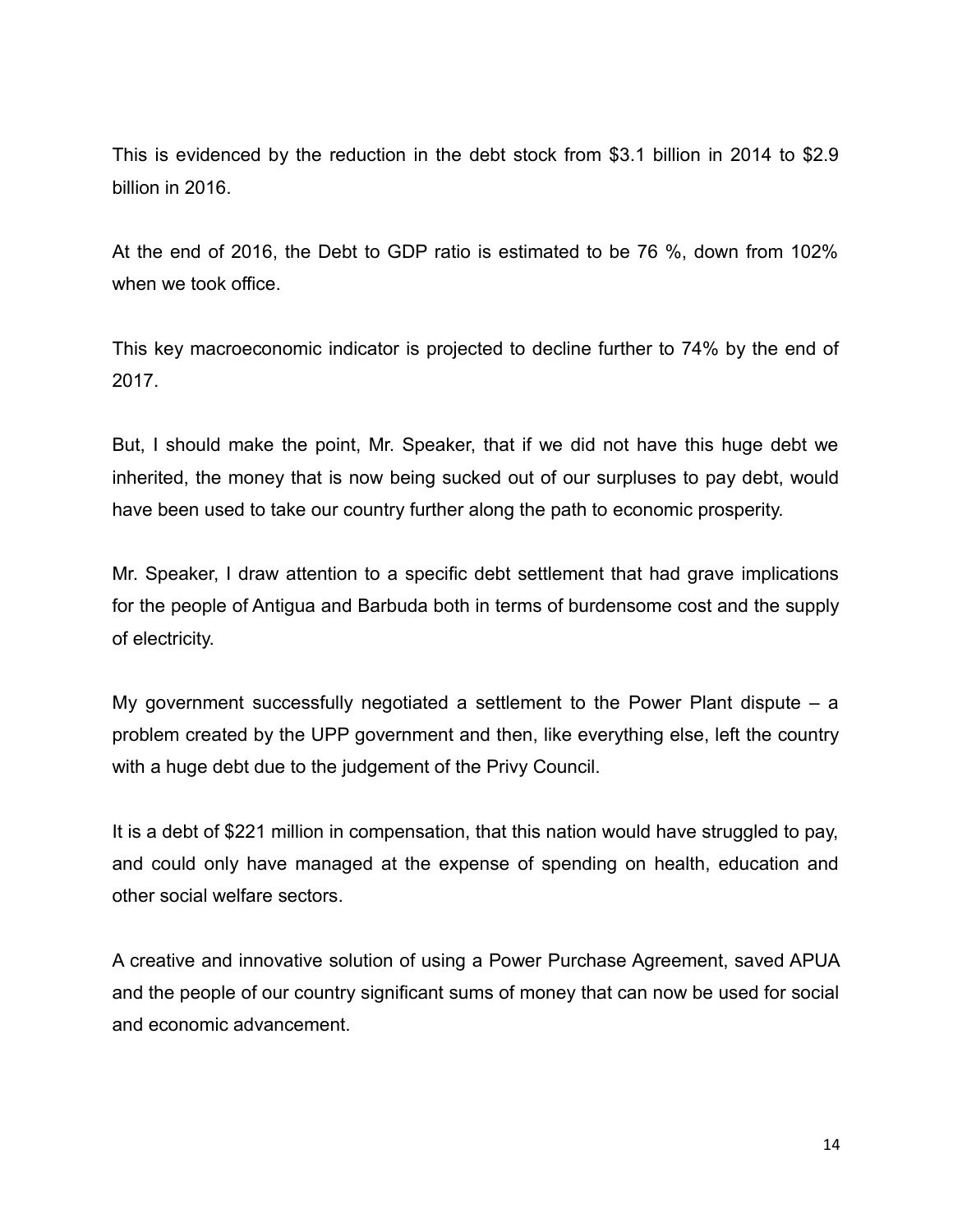This is evidenced by the reduction in the debt stock from $3.1 billion in 2014 to $2.9 billion in 2016.

At the end of 2016, the Debt to GDP ratio is estimated to be 76 %, down from 102% when we took office.

This key macroeconomic indicator is projected to decline further to 74% by the end of 2017.

But, I should make the point, Mr. Speaker, that if we did not have this huge debt we inherited, the money that is now being sucked out of our surpluses to pay debt, would have been used to take our country further along the path to economic prosperity.

Mr. Speaker, I draw attention to a specific debt settlement that had grave implications for the people of Antigua and Barbuda both in terms of burdensome cost and the supply of electricity.

My government successfully negotiated a settlement to the Power Plant dispute – a problem created by the UPP government and then, like everything else, left the country with a huge debt due to the judgement of the Privy Council.

It is a debt of $221 million in compensation, that this nation would have struggled to pay, and could only have managed at the expense of spending on health, education and other social welfare sectors.

A creative and innovative solution of using a Power Purchase Agreement, saved APUA and the people of our country significant sums of money that can now be used for social and economic advancement.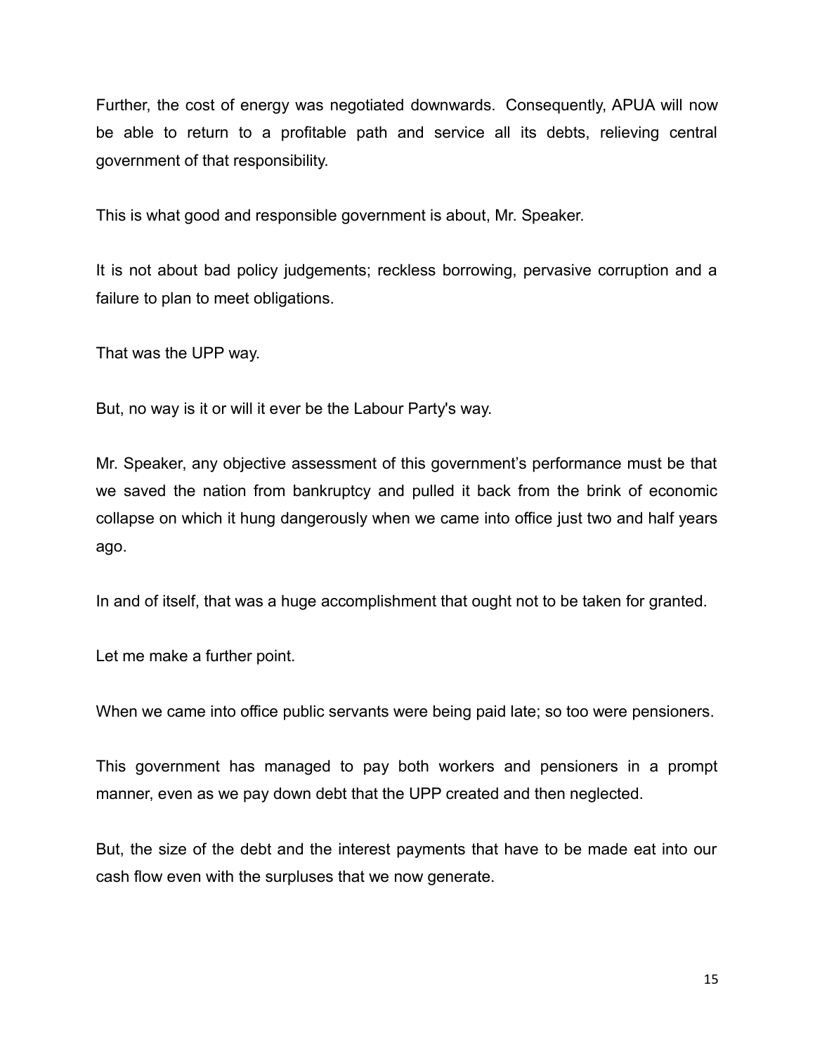Further, the cost of energy was negotiated downwards. Consequently, APUA will now be able to return to a profitable path and service all its debts, relieving central government of that responsibility.

This is what good and responsible government is about, Mr. Speaker.

It is not about bad policy judgements; reckless borrowing, pervasive corruption and a failure to plan to meet obligations.

That was the UPP way.

But, no way is it or will it ever be the Labour Party's way.

Mr. Speaker, any objective assessment of this government's performance must be that we saved the nation from bankruptcy and pulled it back from the brink of economic collapse on which it hung dangerously when we came into office just two and half years ago.

In and of itself, that was a huge accomplishment that ought not to be taken for granted.

Let me make a further point.

When we came into office public servants were being paid late; so too were pensioners.

This government has managed to pay both workers and pensioners in a prompt manner, even as we pay down debt that the UPP created and then neglected.

But, the size of the debt and the interest payments that have to be made eat into our cash flow even with the surpluses that we now generate.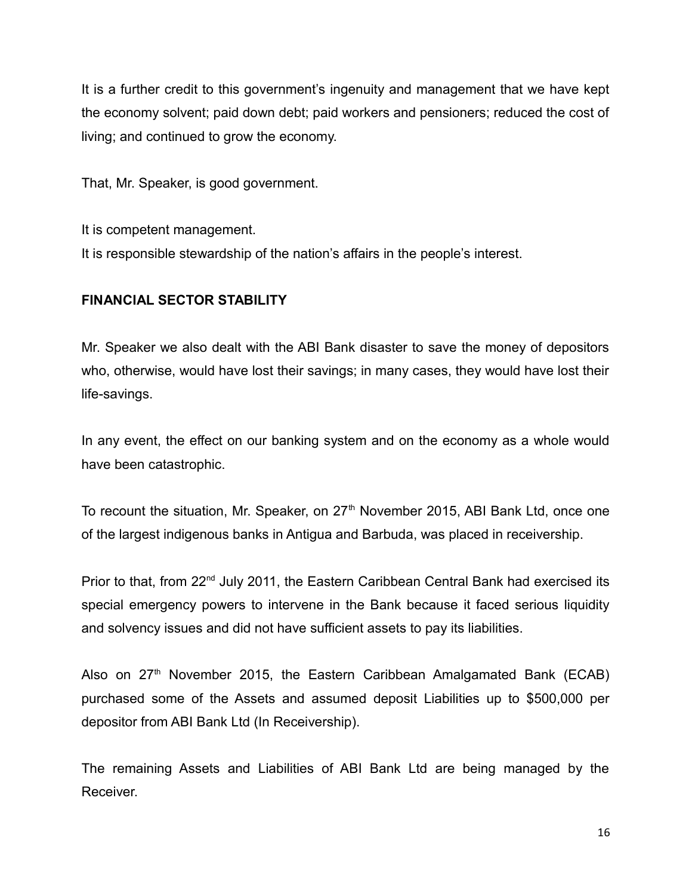It is a further credit to this government's ingenuity and management that we have kept the economy solvent; paid down debt; paid workers and pensioners; reduced the cost of living; and continued to grow the economy.

That, Mr. Speaker, is good government.

It is competent management.
It is responsible stewardship of the nation's affairs in the people's interest.

**FINANCIAL SECTOR STABILITY**

Mr. Speaker we also dealt with the ABI Bank disaster to save the money of depositors who, otherwise, would have lost their savings; in many cases, they would have lost their life-savings.

In any event, the effect on our banking system and on the economy as a whole would have been catastrophic.

To recount the situation, Mr. Speaker, on 27th November 2015, ABI Bank Ltd, once one of the largest indigenous banks in Antigua and Barbuda, was placed in receivership.

Prior to that, from 22nd July 2011, the Eastern Caribbean Central Bank had exercised its special emergency powers to intervene in the Bank because it faced serious liquidity and solvency issues and did not have sufficient assets to pay its liabilities.

Also on 27th November 2015, the Eastern Caribbean Amalgamated Bank (ECAB) purchased some of the Assets and assumed deposit Liabilities up to $500,000 per depositor from ABI Bank Ltd (In Receivership).

The remaining Assets and Liabilities of ABI Bank Ltd are being managed by the Receiver.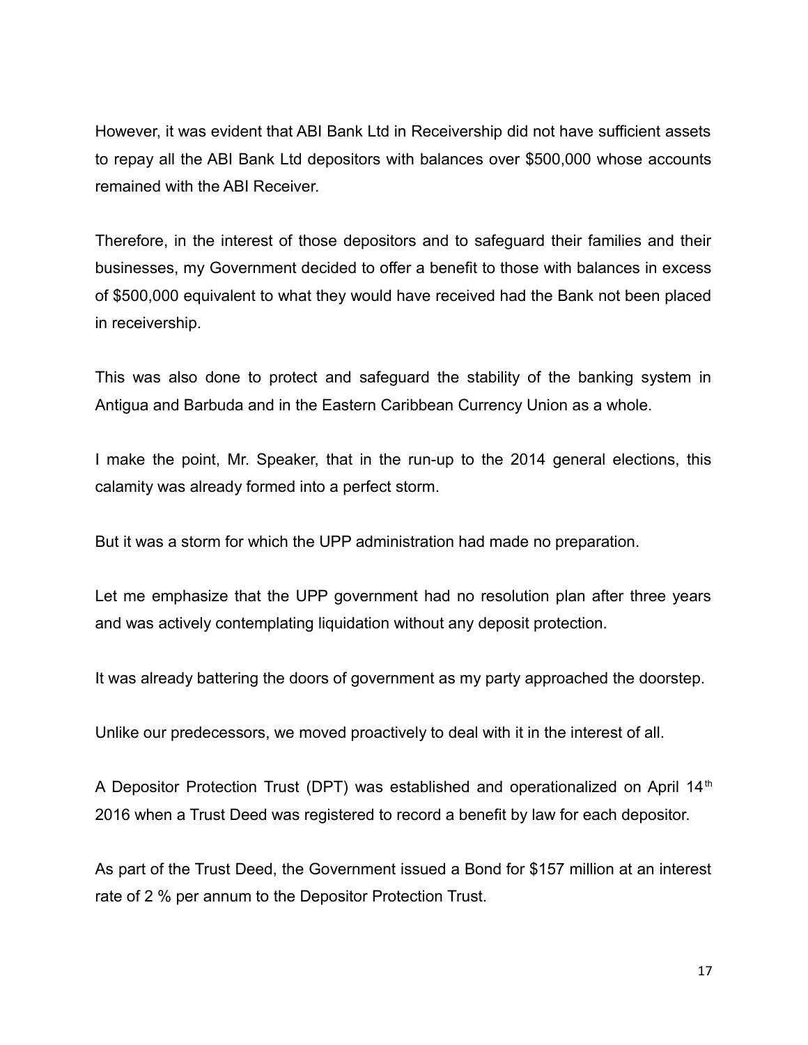However, it was evident that ABI Bank Ltd in Receivership did not have sufficient assets to repay all the ABI Bank Ltd depositors with balances over $500,000 whose accounts remained with the ABI Receiver.

Therefore, in the interest of those depositors and to safeguard their families and their businesses, my Government decided to offer a benefit to those with balances in excess of $500,000 equivalent to what they would have received had the Bank not been placed in receivership.

This was also done to protect and safeguard the stability of the banking system in Antigua and Barbuda and in the Eastern Caribbean Currency Union as a whole.

I make the point, Mr. Speaker, that in the run-up to the 2014 general elections, this calamity was already formed into a perfect storm.

But it was a storm for which the UPP administration had made no preparation.

Let me emphasize that the UPP government had no resolution plan after three years and was actively contemplating liquidation without any deposit protection.

It was already battering the doors of government as my party approached the doorstep.

Unlike our predecessors, we moved proactively to deal with it in the interest of all.

A Depositor Protection Trust (DPT) was established and operationalized on April 14th 2016 when a Trust Deed was registered to record a benefit by law for each depositor.

As part of the Trust Deed, the Government issued a Bond for $157 million at an interest rate of 2 % per annum to the Depositor Protection Trust.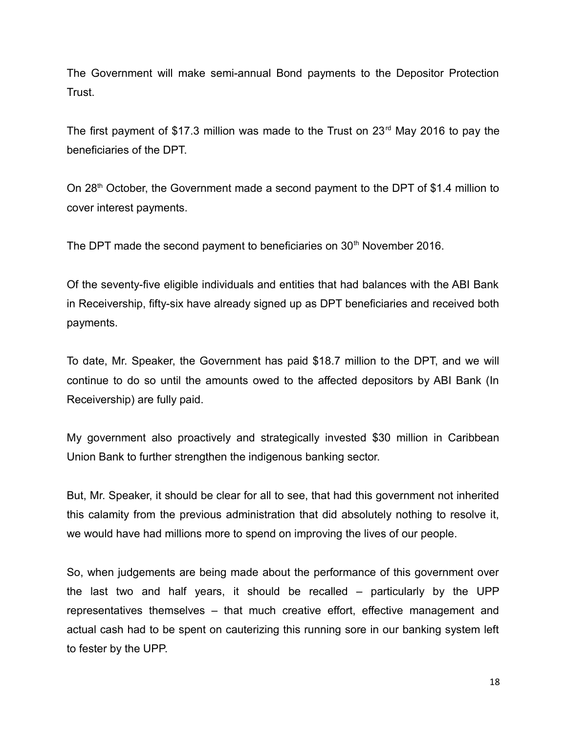The Government will make semi-annual Bond payments to the Depositor Protection Trust.

The first payment of $17.3 million was made to the Trust on 23rd May 2016 to pay the beneficiaries of the DPT.

On 28th October, the Government made a second payment to the DPT of $1.4 million to cover interest payments.

The DPT made the second payment to beneficiaries on 30th November 2016.

Of the seventy-five eligible individuals and entities that had balances with the ABI Bank in Receivership, fifty-six have already signed up as DPT beneficiaries and received both payments.

To date, Mr. Speaker, the Government has paid $18.7 million to the DPT, and we will continue to do so until the amounts owed to the affected depositors by ABI Bank (In Receivership) are fully paid.

My government also proactively and strategically invested $30 million in Caribbean Union Bank to further strengthen the indigenous banking sector.

But, Mr. Speaker, it should be clear for all to see, that had this government not inherited this calamity from the previous administration that did absolutely nothing to resolve it, we would have had millions more to spend on improving the lives of our people.

So, when judgements are being made about the performance of this government over the last two and half years, it should be recalled – particularly by the UPP representatives themselves – that much creative effort, effective management and actual cash had to be spent on cauterizing this running sore in our banking system left to fester by the UPP.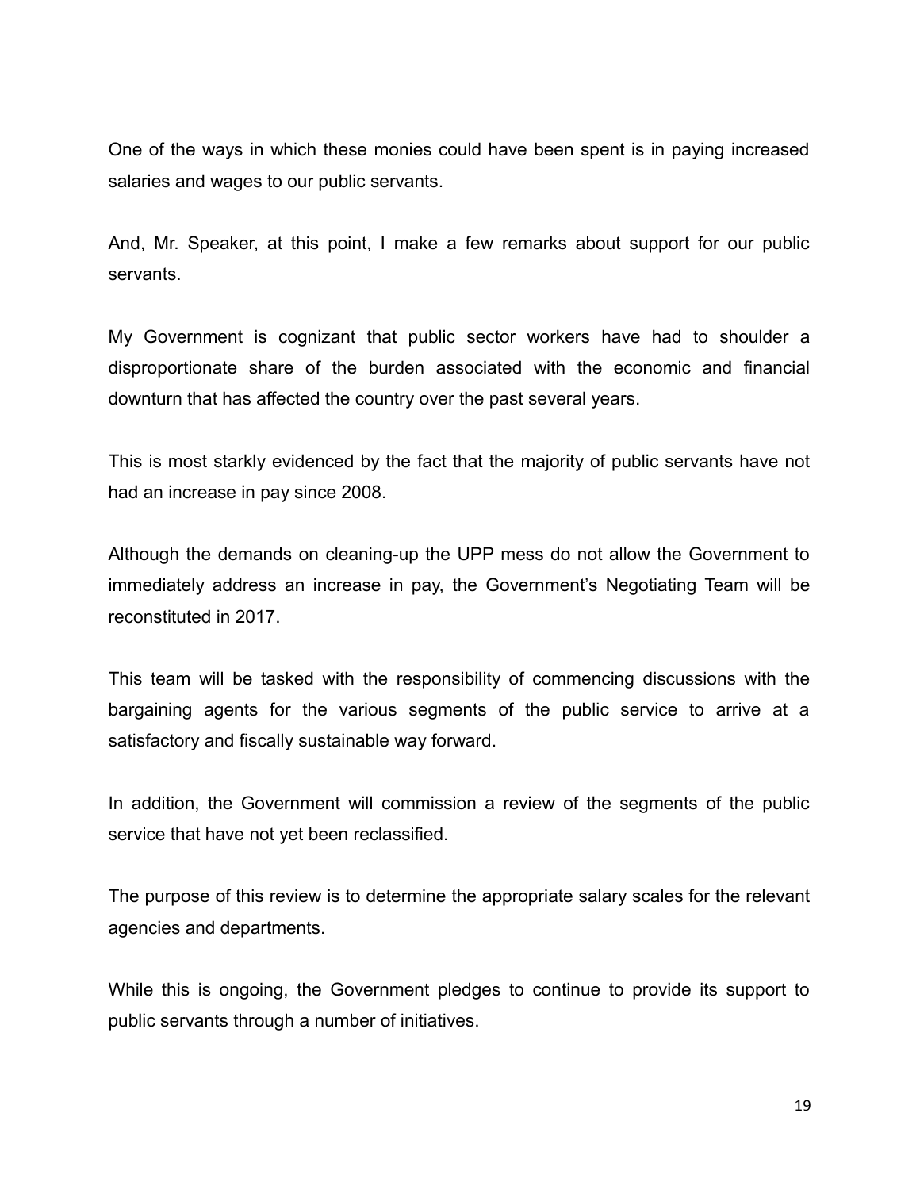One of the ways in which these monies could have been spent is in paying increased salaries and wages to our public servants.

And, Mr. Speaker, at this point, I make a few remarks about support for our public servants.

My Government is cognizant that public sector workers have had to shoulder a disproportionate share of the burden associated with the economic and financial downturn that has affected the country over the past several years.

This is most starkly evidenced by the fact that the majority of public servants have not had an increase in pay since 2008.

Although the demands on cleaning-up the UPP mess do not allow the Government to immediately address an increase in pay, the Government's Negotiating Team will be reconstituted in 2017.

This team will be tasked with the responsibility of commencing discussions with the bargaining agents for the various segments of the public service to arrive at a satisfactory and fiscally sustainable way forward.

In addition, the Government will commission a review of the segments of the public service that have not yet been reclassified.

The purpose of this review is to determine the appropriate salary scales for the relevant agencies and departments.

While this is ongoing, the Government pledges to continue to provide its support to public servants through a number of initiatives.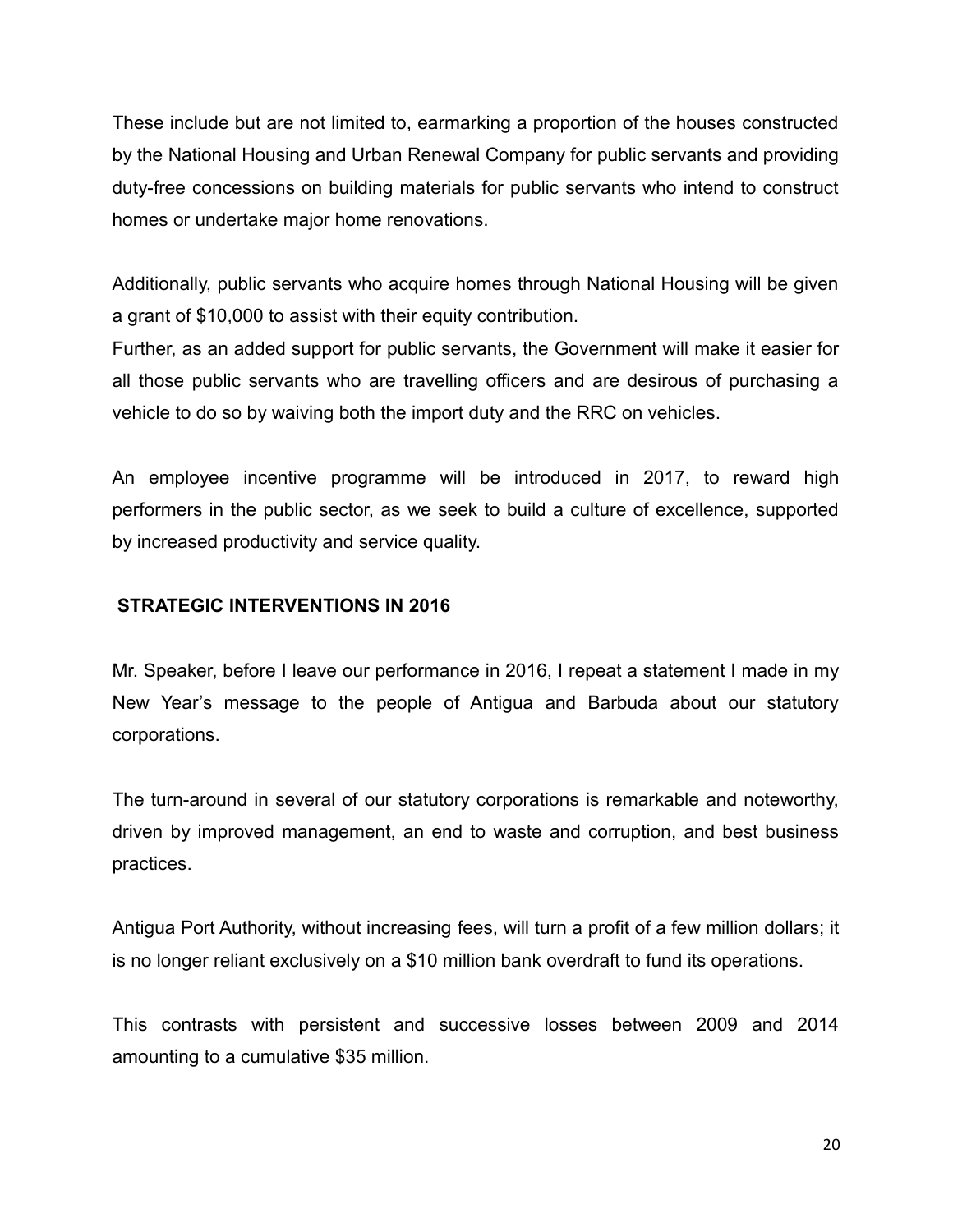These include but are not limited to, earmarking a proportion of the houses constructed by the National Housing and Urban Renewal Company for public servants and providing duty-free concessions on building materials for public servants who intend to construct homes or undertake major home renovations.

Additionally, public servants who acquire homes through National Housing will be given a grant of $10,000 to assist with their equity contribution.

Further, as an added support for public servants, the Government will make it easier for all those public servants who are travelling officers and are desirous of purchasing a vehicle to do so by waiving both the import duty and the RRC on vehicles.

An employee incentive programme will be introduced in 2017, to reward high performers in the public sector, as we seek to build a culture of excellence, supported by increased productivity and service quality.

## STRATEGIC INTERVENTIONS IN 2016

Mr. Speaker, before I leave our performance in 2016, I repeat a statement I made in my New Year's message to the people of Antigua and Barbuda about our statutory corporations.

The turn-around in several of our statutory corporations is remarkable and noteworthy, driven by improved management, an end to waste and corruption, and best business practices.

Antigua Port Authority, without increasing fees, will turn a profit of a few million dollars; it is no longer reliant exclusively on a $10 million bank overdraft to fund its operations.

This contrasts with persistent and successive losses between 2009 and 2014 amounting to a cumulative $35 million.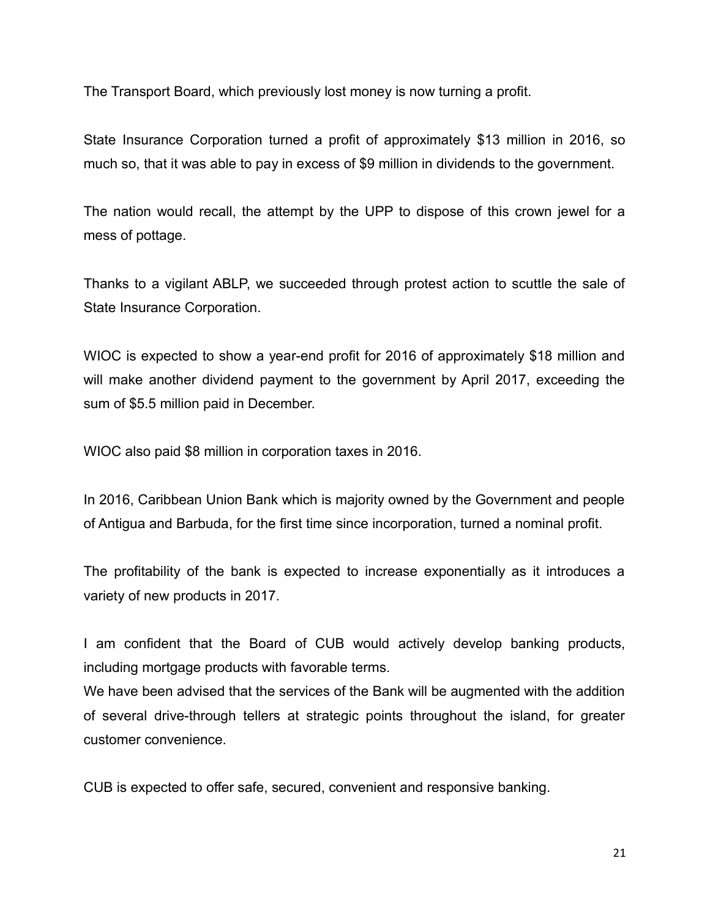The Transport Board, which previously lost money is now turning a profit.

State Insurance Corporation turned a profit of approximately $13 million in 2016, so much so, that it was able to pay in excess of $9 million in dividends to the government.

The nation would recall, the attempt by the UPP to dispose of this crown jewel for a mess of pottage.

Thanks to a vigilant ABLP, we succeeded through protest action to scuttle the sale of State Insurance Corporation.

WIOC is expected to show a year-end profit for 2016 of approximately $18 million and will make another dividend payment to the government by April 2017, exceeding the sum of $5.5 million paid in December.

WIOC also paid $8 million in corporation taxes in 2016.

In 2016, Caribbean Union Bank which is majority owned by the Government and people of Antigua and Barbuda, for the first time since incorporation, turned a nominal profit.

The profitability of the bank is expected to increase exponentially as it introduces a variety of new products in 2017.

I am confident that the Board of CUB would actively develop banking products, including mortgage products with favorable terms.

We have been advised that the services of the Bank will be augmented with the addition of several drive-through tellers at strategic points throughout the island, for greater customer convenience.

CUB is expected to offer safe, secured, convenient and responsive banking.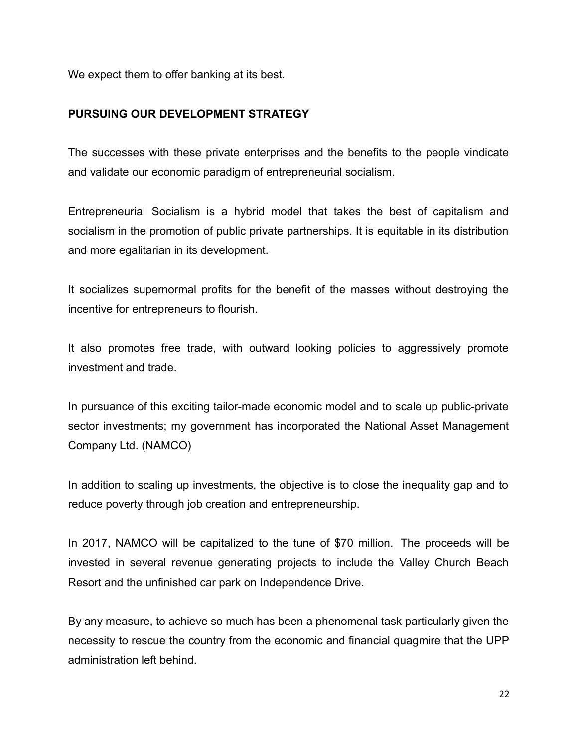We expect them to offer banking at its best.

**PURSUING OUR DEVELOPMENT STRATEGY**

The successes with these private enterprises and the benefits to the people vindicate and validate our economic paradigm of entrepreneurial socialism.

Entrepreneurial Socialism is a hybrid model that takes the best of capitalism and socialism in the promotion of public private partnerships. It is equitable in its distribution and more egalitarian in its development.

It socializes supernormal profits for the benefit of the masses without destroying the incentive for entrepreneurs to flourish.

It also promotes free trade, with outward looking policies to aggressively promote investment and trade.

In pursuance of this exciting tailor-made economic model and to scale up public-private sector investments; my government has incorporated the National Asset Management Company Ltd. (NAMCO)

In addition to scaling up investments, the objective is to close the inequality gap and to reduce poverty through job creation and entrepreneurship.

In 2017, NAMCO will be capitalized to the tune of $70 million. The proceeds will be invested in several revenue generating projects to include the Valley Church Beach Resort and the unfinished car park on Independence Drive.

By any measure, to achieve so much has been a phenomenal task particularly given the necessity to rescue the country from the economic and financial quagmire that the UPP administration left behind.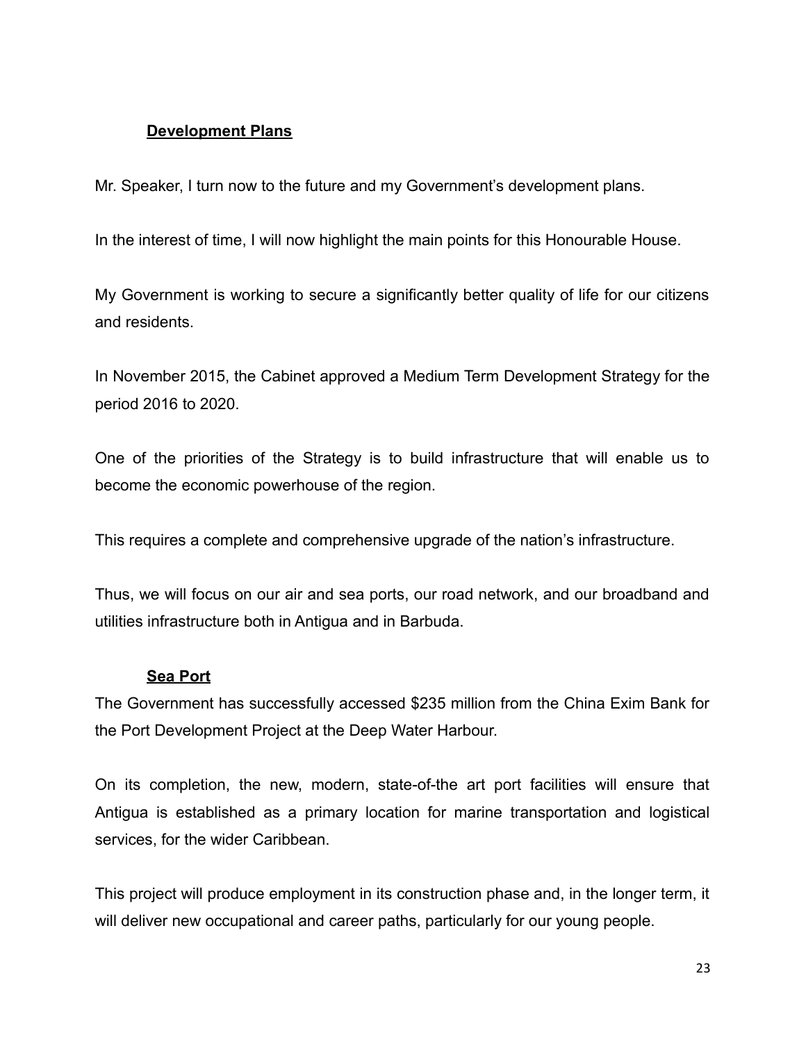## Development Plans

Mr. Speaker, I turn now to the future and my Government's development plans.

In the interest of time, I will now highlight the main points for this Honourable House.

My Government is working to secure a significantly better quality of life for our citizens and residents.

In November 2015, the Cabinet approved a Medium Term Development Strategy for the period 2016 to 2020.

One of the priorities of the Strategy is to build infrastructure that will enable us to become the economic powerhouse of the region.

This requires a complete and comprehensive upgrade of the nation's infrastructure.

Thus, we will focus on our air and sea ports, our road network, and our broadband and utilities infrastructure both in Antigua and in Barbuda.

## Sea Port

The Government has successfully accessed $235 million from the China Exim Bank for the Port Development Project at the Deep Water Harbour.

On its completion, the new, modern, state-of-the art port facilities will ensure that Antigua is established as a primary location for marine transportation and logistical services, for the wider Caribbean.

This project will produce employment in its construction phase and, in the longer term, it will deliver new occupational and career paths, particularly for our young people.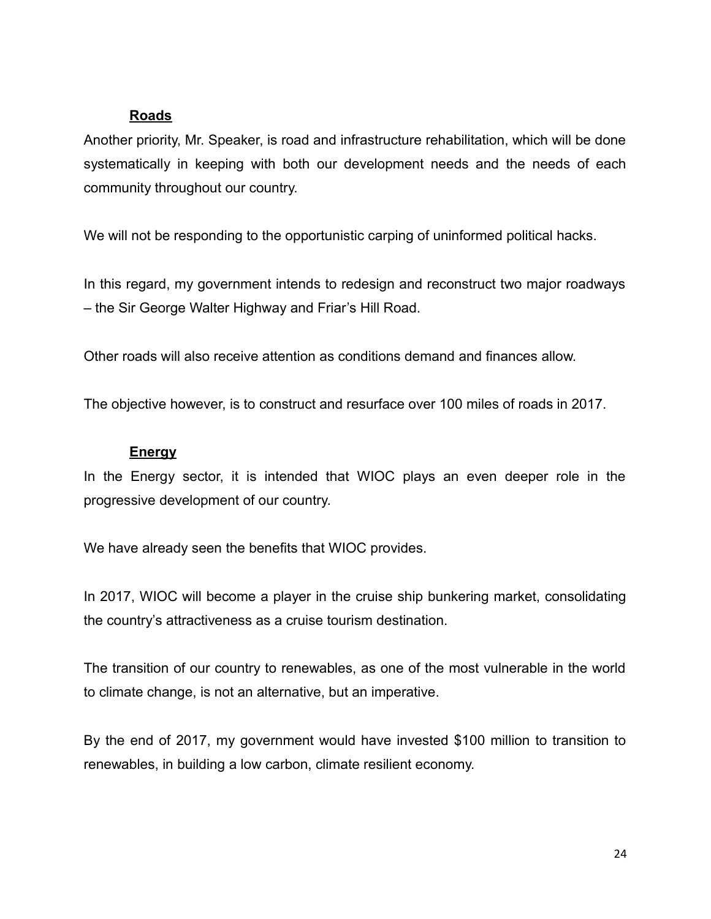**Roads**

Another priority, Mr. Speaker, is road and infrastructure rehabilitation, which will be done systematically in keeping with both our development needs and the needs of each community throughout our country.

We will not be responding to the opportunistic carping of uninformed political hacks.

In this regard, my government intends to redesign and reconstruct two major roadways – the Sir George Walter Highway and Friar's Hill Road.

Other roads will also receive attention as conditions demand and finances allow.

The objective however, is to construct and resurface over 100 miles of roads in 2017.

**Energy**

In the Energy sector, it is intended that WIOC plays an even deeper role in the progressive development of our country.

We have already seen the benefits that WIOC provides.

In 2017, WIOC will become a player in the cruise ship bunkering market, consolidating the country's attractiveness as a cruise tourism destination.

The transition of our country to renewables, as one of the most vulnerable in the world to climate change, is not an alternative, but an imperative.

By the end of 2017, my government would have invested $100 million to transition to renewables, in building a low carbon, climate resilient economy.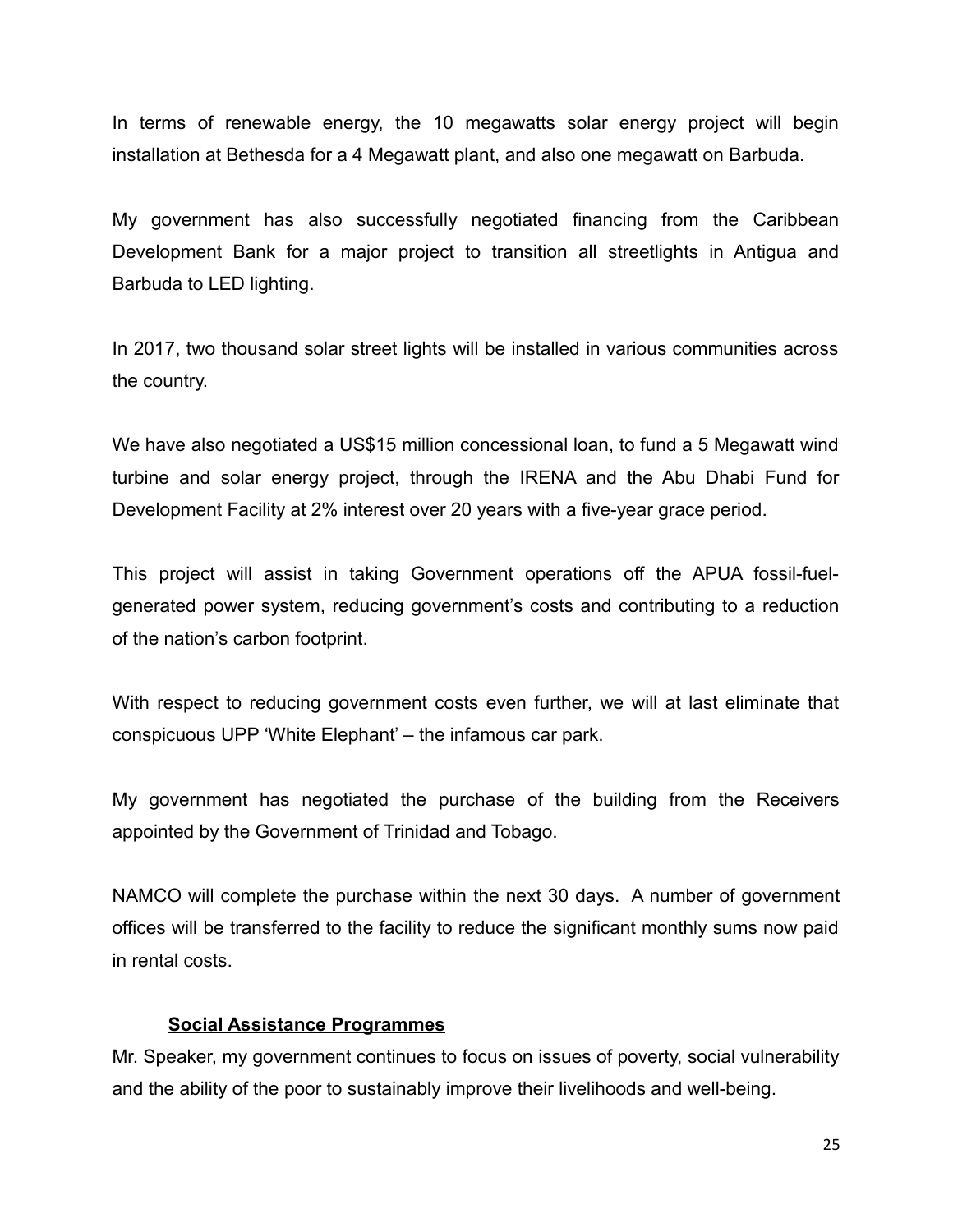In terms of renewable energy, the 10 megawatts solar energy project will begin installation at Bethesda for a 4 Megawatt plant, and also one megawatt on Barbuda.

My government has also successfully negotiated financing from the Caribbean Development Bank for a major project to transition all streetlights in Antigua and Barbuda to LED lighting.

In 2017, two thousand solar street lights will be installed in various communities across the country.

We have also negotiated a US$15 million concessional loan, to fund a 5 Megawatt wind turbine and solar energy project, through the IRENA and the Abu Dhabi Fund for Development Facility at 2% interest over 20 years with a five-year grace period.

This project will assist in taking Government operations off the APUA fossil-fuel-generated power system, reducing government's costs and contributing to a reduction of the nation's carbon footprint.

With respect to reducing government costs even further, we will at last eliminate that conspicuous UPP 'White Elephant' – the infamous car park.

My government has negotiated the purchase of the building from the Receivers appointed by the Government of Trinidad and Tobago.

NAMCO will complete the purchase within the next 30 days. A number of government offices will be transferred to the facility to reduce the significant monthly sums now paid in rental costs.

**Social Assistance Programmes**

Mr. Speaker, my government continues to focus on issues of poverty, social vulnerability and the ability of the poor to sustainably improve their livelihoods and well-being.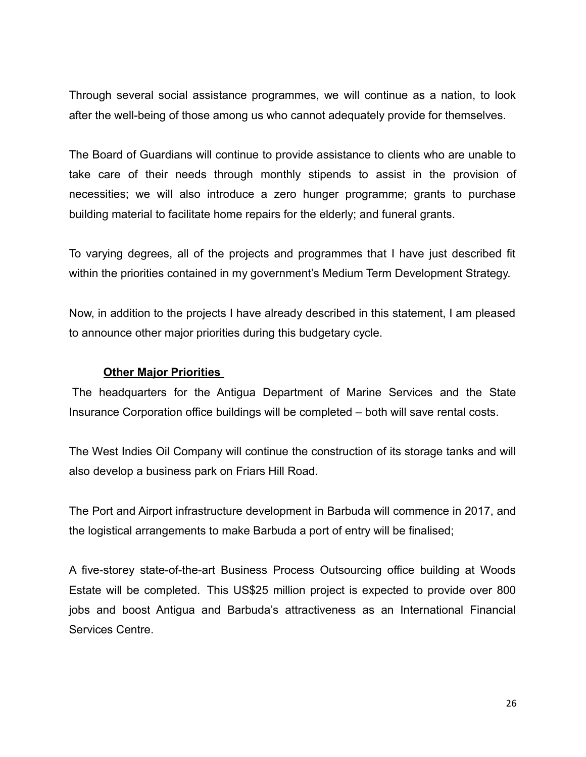Through several social assistance programmes, we will continue as a nation, to look after the well-being of those among us who cannot adequately provide for themselves.

The Board of Guardians will continue to provide assistance to clients who are unable to take care of their needs through monthly stipends to assist in the provision of necessities; we will also introduce a zero hunger programme; grants to purchase building material to facilitate home repairs for the elderly; and funeral grants.

To varying degrees, all of the projects and programmes that I have just described fit within the priorities contained in my government's Medium Term Development Strategy.

Now, in addition to the projects I have already described in this statement, I am pleased to announce other major priorities during this budgetary cycle.

## Other Major Priorities

The headquarters for the Antigua Department of Marine Services and the State Insurance Corporation office buildings will be completed – both will save rental costs.

The West Indies Oil Company will continue the construction of its storage tanks and will also develop a business park on Friars Hill Road.

The Port and Airport infrastructure development in Barbuda will commence in 2017, and the logistical arrangements to make Barbuda a port of entry will be finalised;

A five-storey state-of-the-art Business Process Outsourcing office building at Woods Estate will be completed. This US$25 million project is expected to provide over 800 jobs and boost Antigua and Barbuda's attractiveness as an International Financial Services Centre.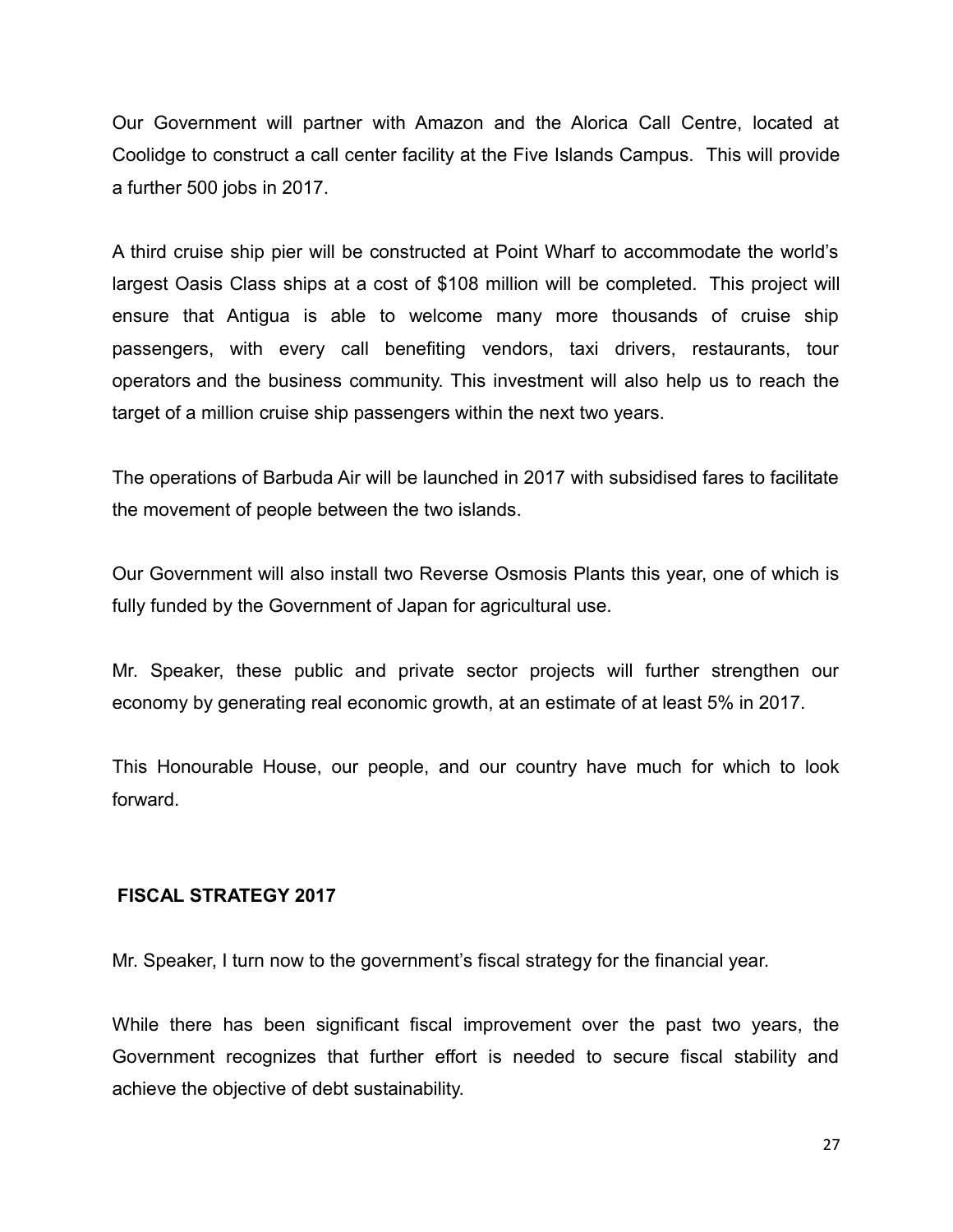Our Government will partner with Amazon and the Alorica Call Centre, located at Coolidge to construct a call center facility at the Five Islands Campus. This will provide a further 500 jobs in 2017.

A third cruise ship pier will be constructed at Point Wharf to accommodate the world's largest Oasis Class ships at a cost of $108 million will be completed. This project will ensure that Antigua is able to welcome many more thousands of cruise ship passengers, with every call benefiting vendors, taxi drivers, restaurants, tour operators and the business community. This investment will also help us to reach the target of a million cruise ship passengers within the next two years.

The operations of Barbuda Air will be launched in 2017 with subsidised fares to facilitate the movement of people between the two islands.

Our Government will also install two Reverse Osmosis Plants this year, one of which is fully funded by the Government of Japan for agricultural use.

Mr. Speaker, these public and private sector projects will further strengthen our economy by generating real economic growth, at an estimate of at least 5% in 2017.

This Honourable House, our people, and our country have much for which to look forward.

## FISCAL STRATEGY 2017

Mr. Speaker, I turn now to the government's fiscal strategy for the financial year.

While there has been significant fiscal improvement over the past two years, the Government recognizes that further effort is needed to secure fiscal stability and achieve the objective of debt sustainability.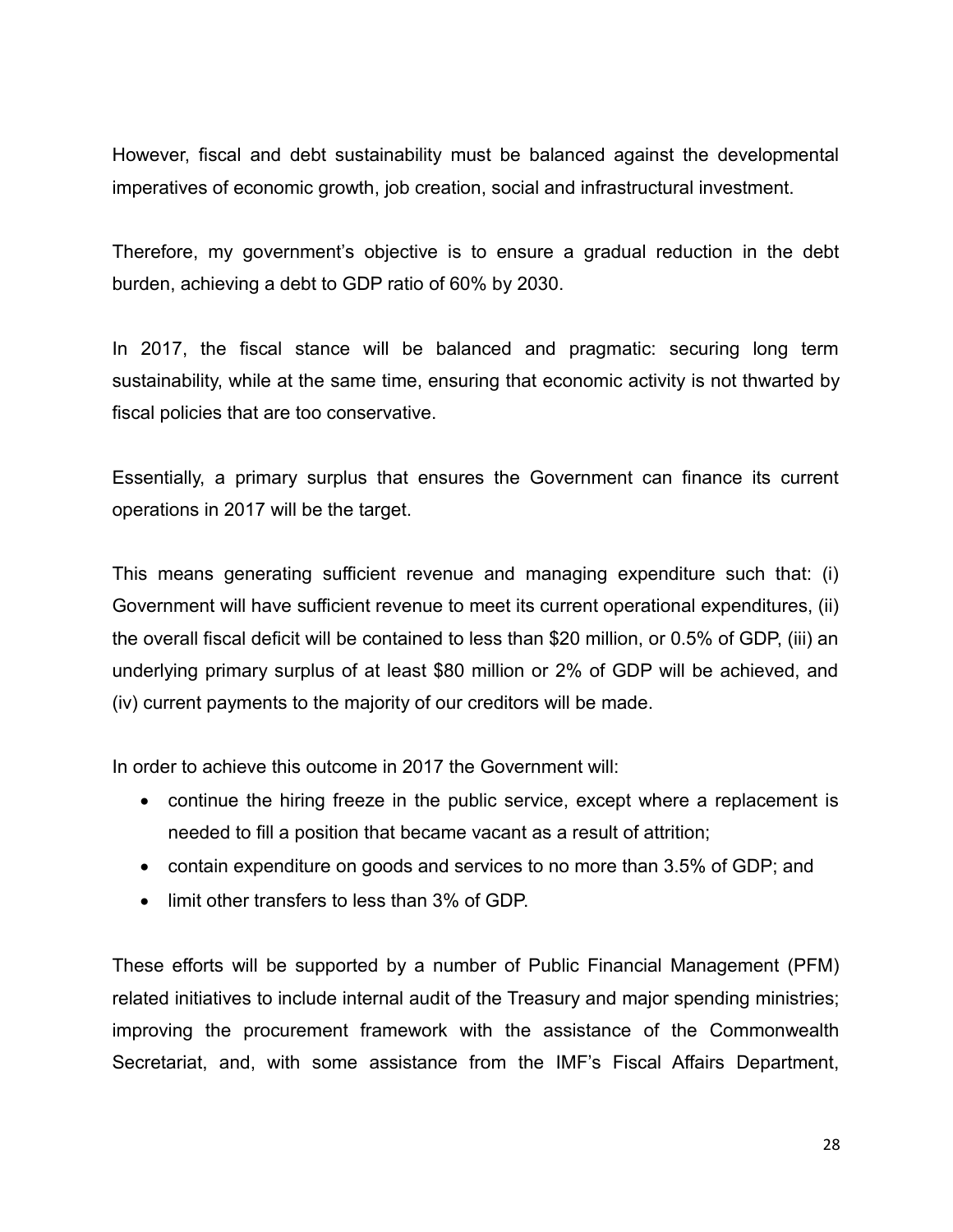However, fiscal and debt sustainability must be balanced against the developmental imperatives of economic growth, job creation, social and infrastructural investment.

Therefore, my government's objective is to ensure a gradual reduction in the debt burden, achieving a debt to GDP ratio of 60% by 2030.

In 2017, the fiscal stance will be balanced and pragmatic: securing long term sustainability, while at the same time, ensuring that economic activity is not thwarted by fiscal policies that are too conservative.

Essentially, a primary surplus that ensures the Government can finance its current operations in 2017 will be the target.

This means generating sufficient revenue and managing expenditure such that: (i) Government will have sufficient revenue to meet its current operational expenditures, (ii) the overall fiscal deficit will be contained to less than $20 million, or 0.5% of GDP, (iii) an underlying primary surplus of at least $80 million or 2% of GDP will be achieved, and (iv) current payments to the majority of our creditors will be made.

In order to achieve this outcome in 2017 the Government will:

- continue the hiring freeze in the public service, except where a replacement is needed to fill a position that became vacant as a result of attrition;
- contain expenditure on goods and services to no more than 3.5% of GDP; and
- limit other transfers to less than 3% of GDP.

These efforts will be supported by a number of Public Financial Management (PFM) related initiatives to include internal audit of the Treasury and major spending ministries; improving the procurement framework with the assistance of the Commonwealth Secretariat, and, with some assistance from the IMF's Fiscal Affairs Department,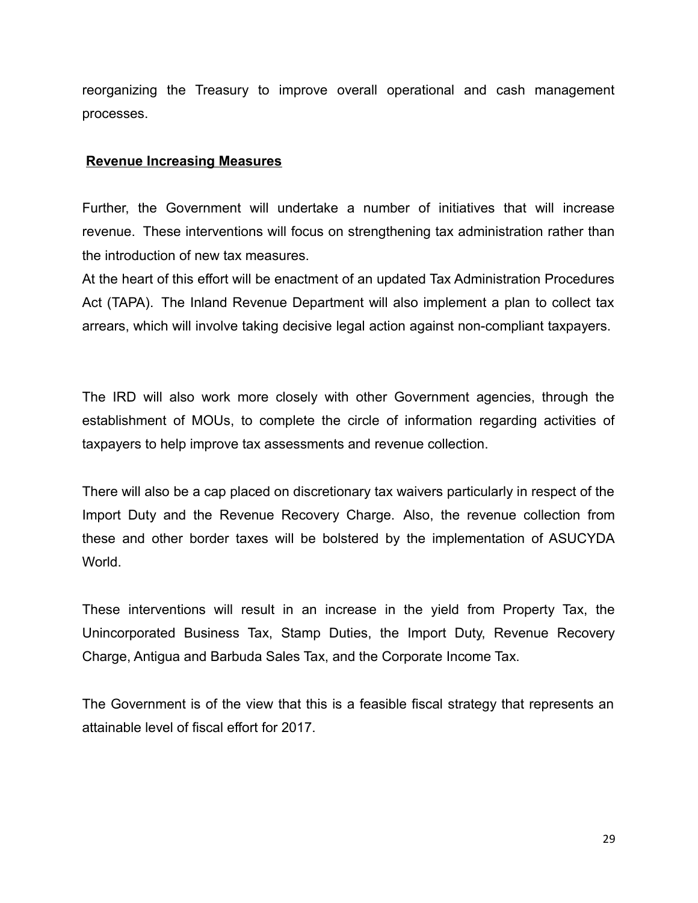reorganizing the Treasury to improve overall operational and cash management processes.

**Revenue Increasing Measures**

Further, the Government will undertake a number of initiatives that will increase revenue. These interventions will focus on strengthening tax administration rather than the introduction of new tax measures.

At the heart of this effort will be enactment of an updated Tax Administration Procedures Act (TAPA). The Inland Revenue Department will also implement a plan to collect tax arrears, which will involve taking decisive legal action against non-compliant taxpayers.

The IRD will also work more closely with other Government agencies, through the establishment of MOUs, to complete the circle of information regarding activities of taxpayers to help improve tax assessments and revenue collection.

There will also be a cap placed on discretionary tax waivers particularly in respect of the Import Duty and the Revenue Recovery Charge. Also, the revenue collection from these and other border taxes will be bolstered by the implementation of ASUCYDA World.

These interventions will result in an increase in the yield from Property Tax, the Unincorporated Business Tax, Stamp Duties, the Import Duty, Revenue Recovery Charge, Antigua and Barbuda Sales Tax, and the Corporate Income Tax.

The Government is of the view that this is a feasible fiscal strategy that represents an attainable level of fiscal effort for 2017.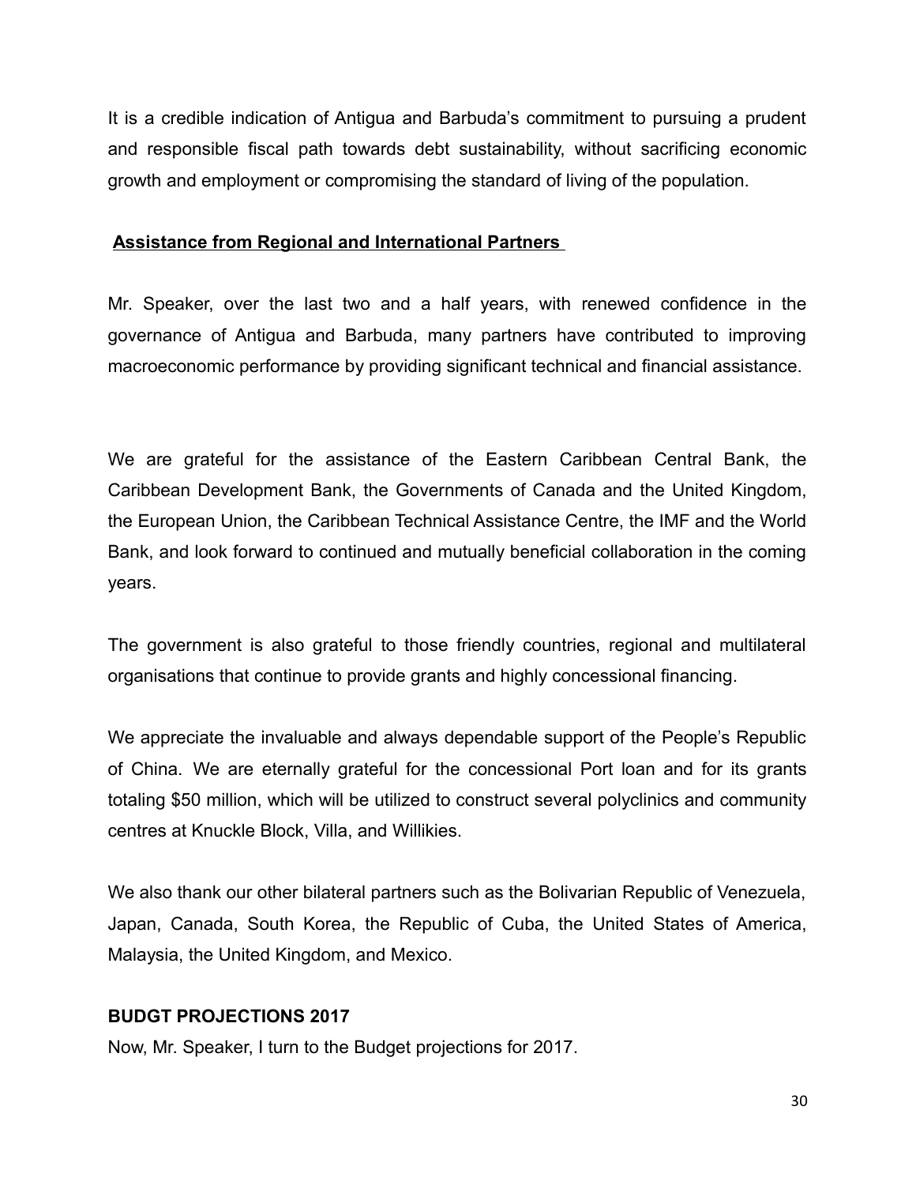It is a credible indication of Antigua and Barbuda's commitment to pursuing a prudent and responsible fiscal path towards debt sustainability, without sacrificing economic growth and employment or compromising the standard of living of the population.

## Assistance from Regional and International Partners

Mr. Speaker, over the last two and a half years, with renewed confidence in the governance of Antigua and Barbuda, many partners have contributed to improving macroeconomic performance by providing significant technical and financial assistance.

We are grateful for the assistance of the Eastern Caribbean Central Bank, the Caribbean Development Bank, the Governments of Canada and the United Kingdom, the European Union, the Caribbean Technical Assistance Centre, the IMF and the World Bank, and look forward to continued and mutually beneficial collaboration in the coming years.

The government is also grateful to those friendly countries, regional and multilateral organisations that continue to provide grants and highly concessional financing.

We appreciate the invaluable and always dependable support of the People's Republic of China. We are eternally grateful for the concessional Port loan and for its grants totaling $50 million, which will be utilized to construct several polyclinics and community centres at Knuckle Block, Villa, and Willikies.

We also thank our other bilateral partners such as the Bolivarian Republic of Venezuela, Japan, Canada, South Korea, the Republic of Cuba, the United States of America, Malaysia, the United Kingdom, and Mexico.

## BUDGT PROJECTIONS 2017

Now, Mr. Speaker, I turn to the Budget projections for 2017.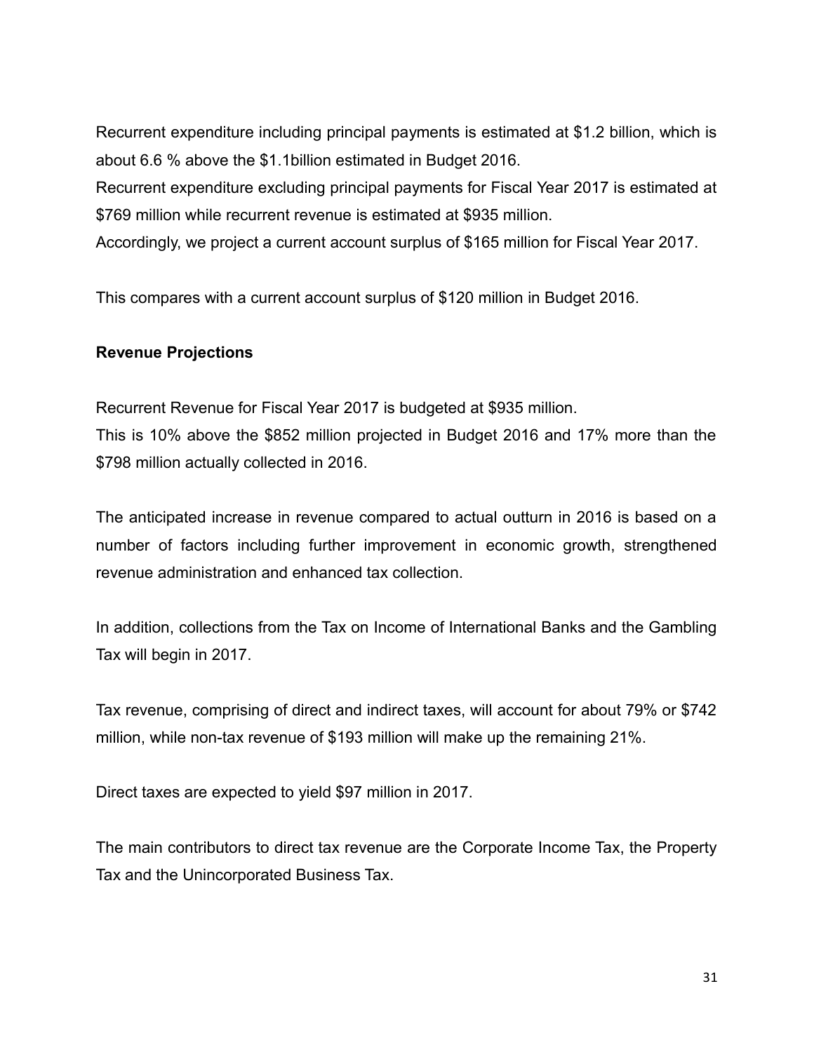Recurrent expenditure including principal payments is estimated at $1.2 billion, which is about 6.6 % above the $1.1billion estimated in Budget 2016.
Recurrent expenditure excluding principal payments for Fiscal Year 2017 is estimated at $769 million while recurrent revenue is estimated at $935 million.
Accordingly, we project a current account surplus of $165 million for Fiscal Year 2017.

This compares with a current account surplus of $120 million in Budget 2016.

**Revenue Projections**

Recurrent Revenue for Fiscal Year 2017 is budgeted at $935 million.
This is 10% above the $852 million projected in Budget 2016 and 17% more than the $798 million actually collected in 2016.

The anticipated increase in revenue compared to actual outturn in 2016 is based on a number of factors including further improvement in economic growth, strengthened revenue administration and enhanced tax collection.

In addition, collections from the Tax on Income of International Banks and the Gambling Tax will begin in 2017.

Tax revenue, comprising of direct and indirect taxes, will account for about 79% or $742 million, while non-tax revenue of $193 million will make up the remaining 21%.

Direct taxes are expected to yield $97 million in 2017.

The main contributors to direct tax revenue are the Corporate Income Tax, the Property Tax and the Unincorporated Business Tax.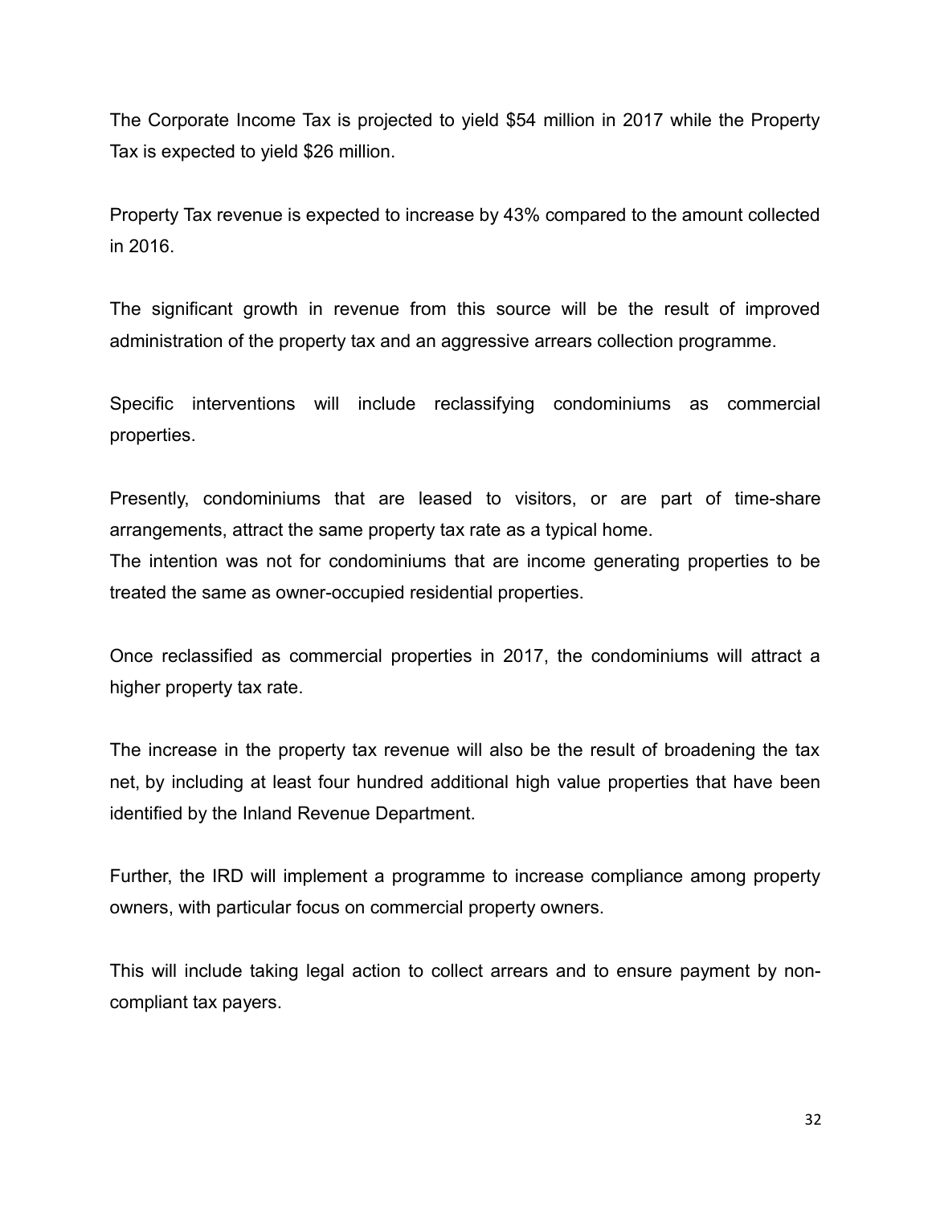The Corporate Income Tax is projected to yield $54 million in 2017 while the Property Tax is expected to yield $26 million.

Property Tax revenue is expected to increase by 43% compared to the amount collected in 2016.

The significant growth in revenue from this source will be the result of improved administration of the property tax and an aggressive arrears collection programme.

Specific interventions will include reclassifying condominiums as commercial properties.

Presently, condominiums that are leased to visitors, or are part of time-share arrangements, attract the same property tax rate as a typical home.
The intention was not for condominiums that are income generating properties to be treated the same as owner-occupied residential properties.

Once reclassified as commercial properties in 2017, the condominiums will attract a higher property tax rate.

The increase in the property tax revenue will also be the result of broadening the tax net, by including at least four hundred additional high value properties that have been identified by the Inland Revenue Department.

Further, the IRD will implement a programme to increase compliance among property owners, with particular focus on commercial property owners.

This will include taking legal action to collect arrears and to ensure payment by non-compliant tax payers.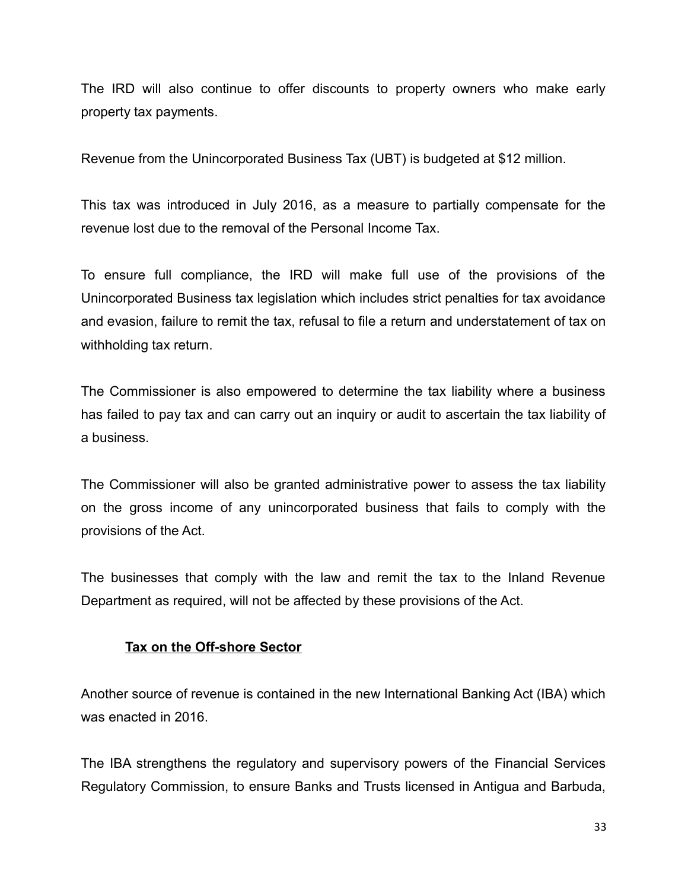The IRD will also continue to offer discounts to property owners who make early property tax payments.

Revenue from the Unincorporated Business Tax (UBT) is budgeted at $12 million.

This tax was introduced in July 2016, as a measure to partially compensate for the revenue lost due to the removal of the Personal Income Tax.

To ensure full compliance, the IRD will make full use of the provisions of the Unincorporated Business tax legislation which includes strict penalties for tax avoidance and evasion, failure to remit the tax, refusal to file a return and understatement of tax on withholding tax return.

The Commissioner is also empowered to determine the tax liability where a business has failed to pay tax and can carry out an inquiry or audit to ascertain the tax liability of a business.

The Commissioner will also be granted administrative power to assess the tax liability on the gross income of any unincorporated business that fails to comply with the provisions of the Act.

The businesses that comply with the law and remit the tax to the Inland Revenue Department as required, will not be affected by these provisions of the Act.

### Tax on the Off-shore Sector

Another source of revenue is contained in the new International Banking Act (IBA) which was enacted in 2016.

The IBA strengthens the regulatory and supervisory powers of the Financial Services Regulatory Commission, to ensure Banks and Trusts licensed in Antigua and Barbuda,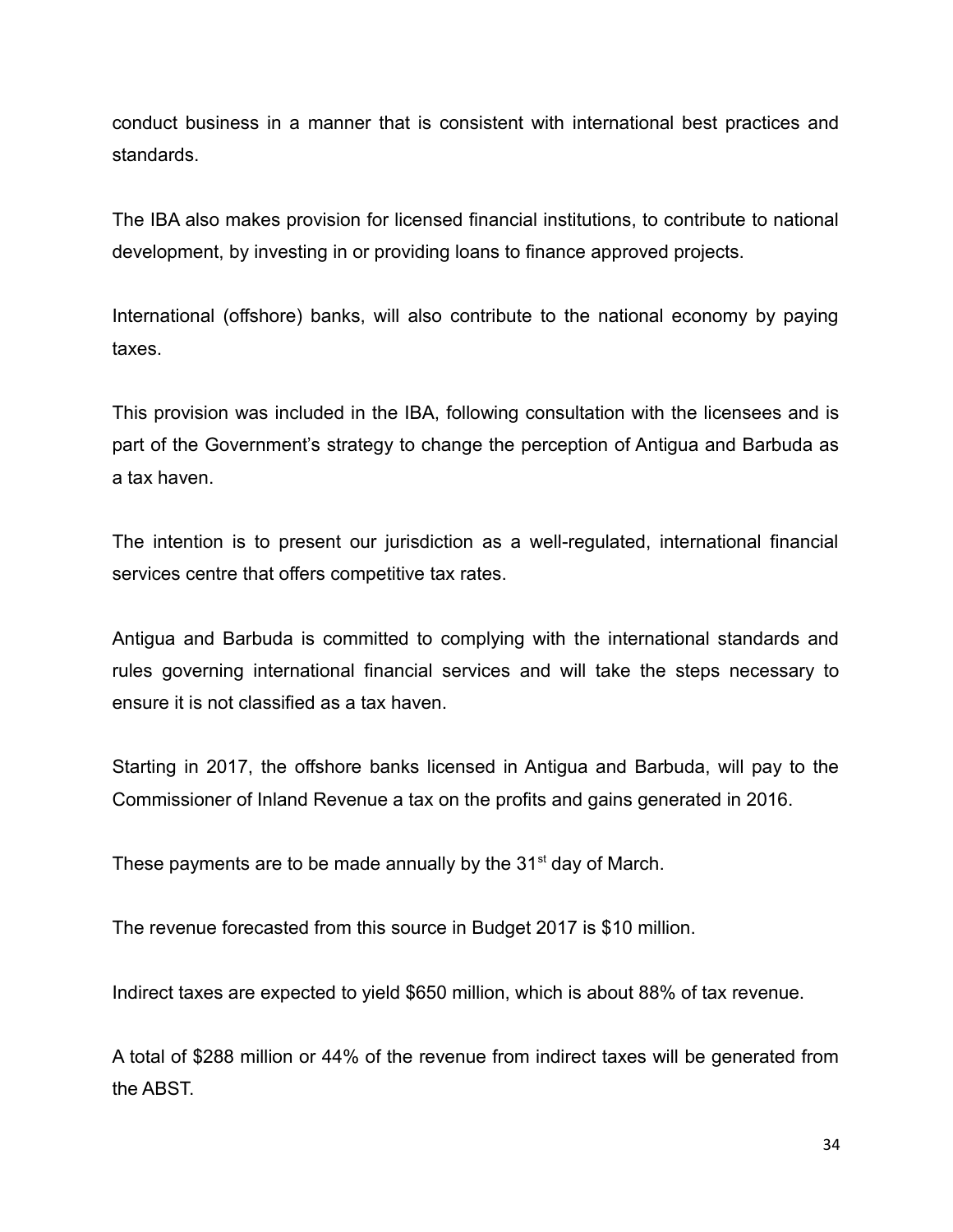conduct business in a manner that is consistent with international best practices and standards.

The IBA also makes provision for licensed financial institutions, to contribute to national development, by investing in or providing loans to finance approved projects.

International (offshore) banks, will also contribute to the national economy by paying taxes.

This provision was included in the IBA, following consultation with the licensees and is part of the Government's strategy to change the perception of Antigua and Barbuda as a tax haven.

The intention is to present our jurisdiction as a well-regulated, international financial services centre that offers competitive tax rates.

Antigua and Barbuda is committed to complying with the international standards and rules governing international financial services and will take the steps necessary to ensure it is not classified as a tax haven.

Starting in 2017, the offshore banks licensed in Antigua and Barbuda, will pay to the Commissioner of Inland Revenue a tax on the profits and gains generated in 2016.

These payments are to be made annually by the 31st day of March.

The revenue forecasted from this source in Budget 2017 is $10 million.

Indirect taxes are expected to yield $650 million, which is about 88% of tax revenue.

A total of $288 million or 44% of the revenue from indirect taxes will be generated from the ABST.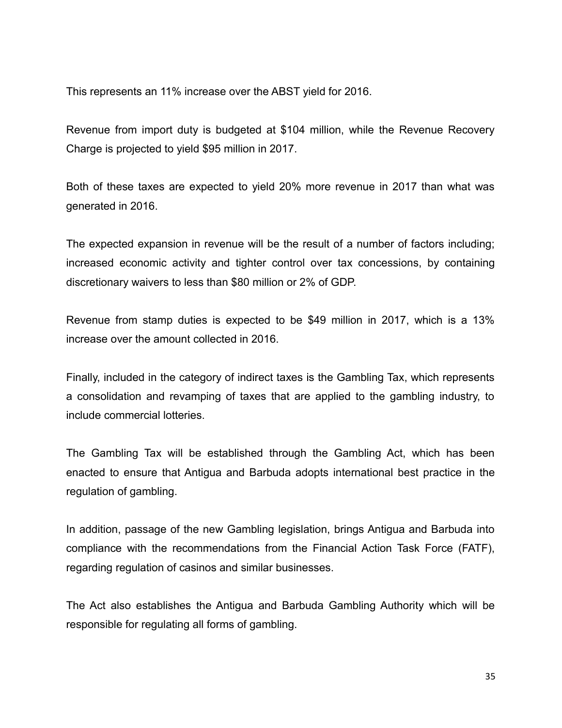This represents an 11% increase over the ABST yield for 2016.

Revenue from import duty is budgeted at $104 million, while the Revenue Recovery Charge is projected to yield $95 million in 2017.

Both of these taxes are expected to yield 20% more revenue in 2017 than what was generated in 2016.

The expected expansion in revenue will be the result of a number of factors including; increased economic activity and tighter control over tax concessions, by containing discretionary waivers to less than $80 million or 2% of GDP.

Revenue from stamp duties is expected to be $49 million in 2017, which is a 13% increase over the amount collected in 2016.

Finally, included in the category of indirect taxes is the Gambling Tax, which represents a consolidation and revamping of taxes that are applied to the gambling industry, to include commercial lotteries.

The Gambling Tax will be established through the Gambling Act, which has been enacted to ensure that Antigua and Barbuda adopts international best practice in the regulation of gambling.

In addition, passage of the new Gambling legislation, brings Antigua and Barbuda into compliance with the recommendations from the Financial Action Task Force (FATF), regarding regulation of casinos and similar businesses.

The Act also establishes the Antigua and Barbuda Gambling Authority which will be responsible for regulating all forms of gambling.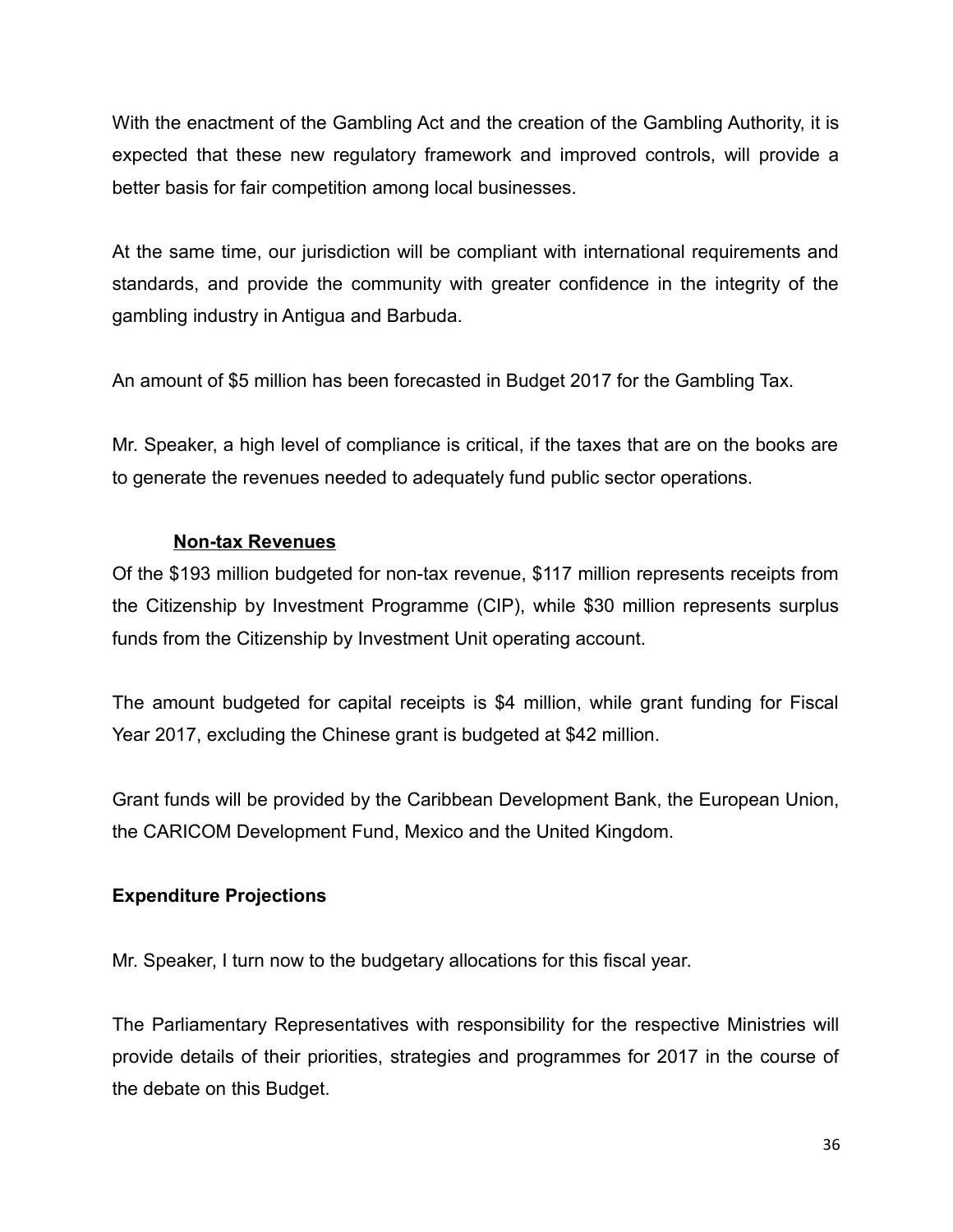With the enactment of the Gambling Act and the creation of the Gambling Authority, it is expected that these new regulatory framework and improved controls, will provide a better basis for fair competition among local businesses.

At the same time, our jurisdiction will be compliant with international requirements and standards, and provide the community with greater confidence in the integrity of the gambling industry in Antigua and Barbuda.

An amount of $5 million has been forecasted in Budget 2017 for the Gambling Tax.

Mr. Speaker, a high level of compliance is critical, if the taxes that are on the books are to generate the revenues needed to adequately fund public sector operations.

### <u>Non-tax Revenues</u>

Of the $193 million budgeted for non-tax revenue, $117 million represents receipts from the Citizenship by Investment Programme (CIP), while $30 million represents surplus funds from the Citizenship by Investment Unit operating account.

The amount budgeted for capital receipts is $4 million, while grant funding for Fiscal Year 2017, excluding the Chinese grant is budgeted at $42 million.

Grant funds will be provided by the Caribbean Development Bank, the European Union, the CARICOM Development Fund, Mexico and the United Kingdom.

## Expenditure Projections

Mr. Speaker, I turn now to the budgetary allocations for this fiscal year.

The Parliamentary Representatives with responsibility for the respective Ministries will provide details of their priorities, strategies and programmes for 2017 in the course of the debate on this Budget.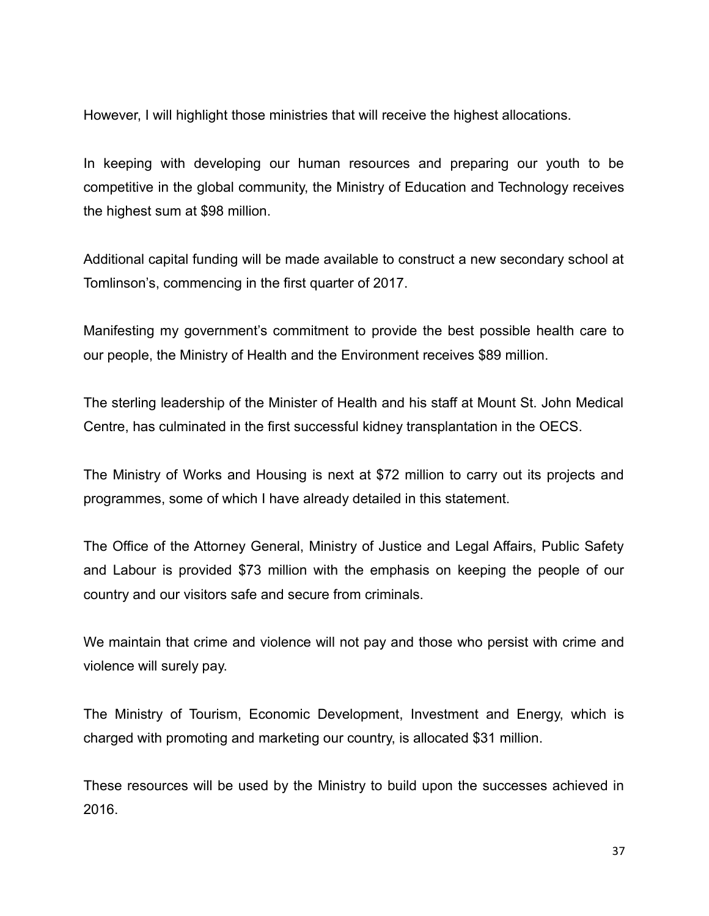However, I will highlight those ministries that will receive the highest allocations.

In keeping with developing our human resources and preparing our youth to be competitive in the global community, the Ministry of Education and Technology receives the highest sum at $98 million.

Additional capital funding will be made available to construct a new secondary school at Tomlinson's, commencing in the first quarter of 2017.

Manifesting my government's commitment to provide the best possible health care to our people, the Ministry of Health and the Environment receives $89 million.

The sterling leadership of the Minister of Health and his staff at Mount St. John Medical Centre, has culminated in the first successful kidney transplantation in the OECS.

The Ministry of Works and Housing is next at $72 million to carry out its projects and programmes, some of which I have already detailed in this statement.

The Office of the Attorney General, Ministry of Justice and Legal Affairs, Public Safety and Labour is provided $73 million with the emphasis on keeping the people of our country and our visitors safe and secure from criminals.

We maintain that crime and violence will not pay and those who persist with crime and violence will surely pay.

The Ministry of Tourism, Economic Development, Investment and Energy, which is charged with promoting and marketing our country, is allocated $31 million.

These resources will be used by the Ministry to build upon the successes achieved in 2016.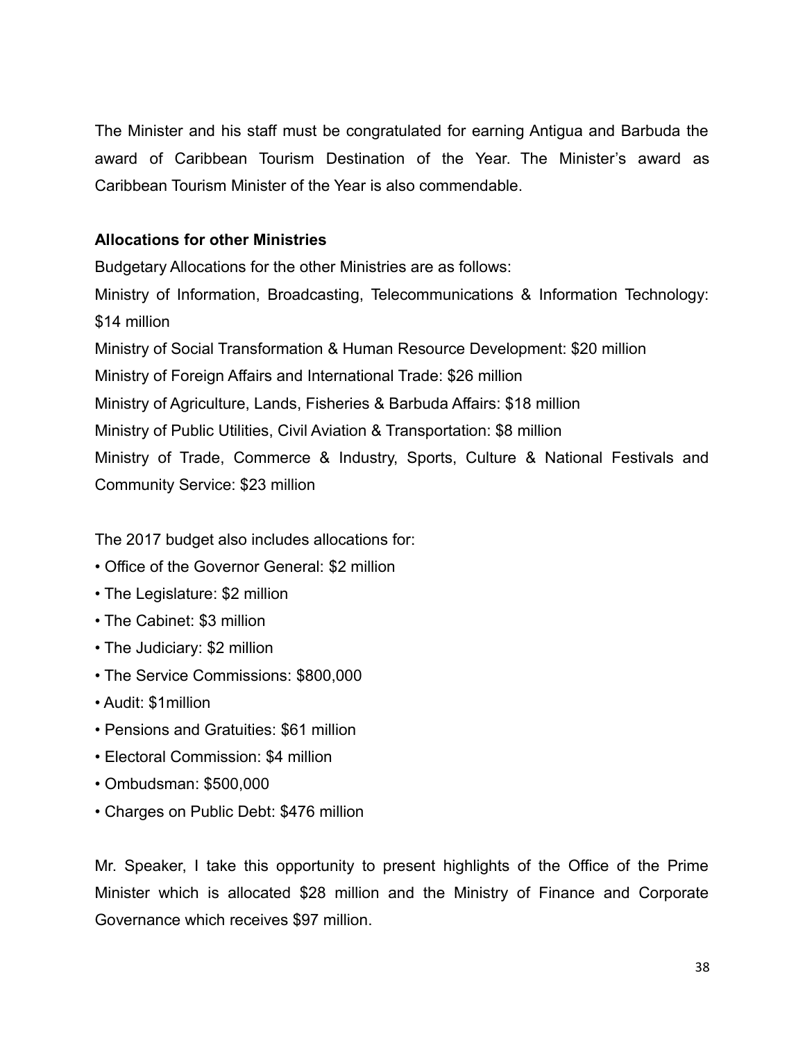The Minister and his staff must be congratulated for earning Antigua and Barbuda the award of Caribbean Tourism Destination of the Year. The Minister's award as Caribbean Tourism Minister of the Year is also commendable.

**Allocations for other Ministries**

Budgetary Allocations for the other Ministries are as follows:

Ministry of Information, Broadcasting, Telecommunications & Information Technology: $14 million

Ministry of Social Transformation & Human Resource Development: $20 million

Ministry of Foreign Affairs and International Trade: $26 million

Ministry of Agriculture, Lands, Fisheries & Barbuda Affairs: $18 million

Ministry of Public Utilities, Civil Aviation & Transportation: $8 million

Ministry of Trade, Commerce & Industry, Sports, Culture & National Festivals and Community Service: $23 million

The 2017 budget also includes allocations for:

- Office of the Governor General: $2 million
- The Legislature: $2 million
- The Cabinet: $3 million
- The Judiciary: $2 million
- The Service Commissions: $800,000
- Audit: $1million
- Pensions and Gratuities: $61 million
- Electoral Commission: $4 million
- Ombudsman: $500,000
- Charges on Public Debt: $476 million

Mr. Speaker, I take this opportunity to present highlights of the Office of the Prime Minister which is allocated $28 million and the Ministry of Finance and Corporate Governance which receives $97 million.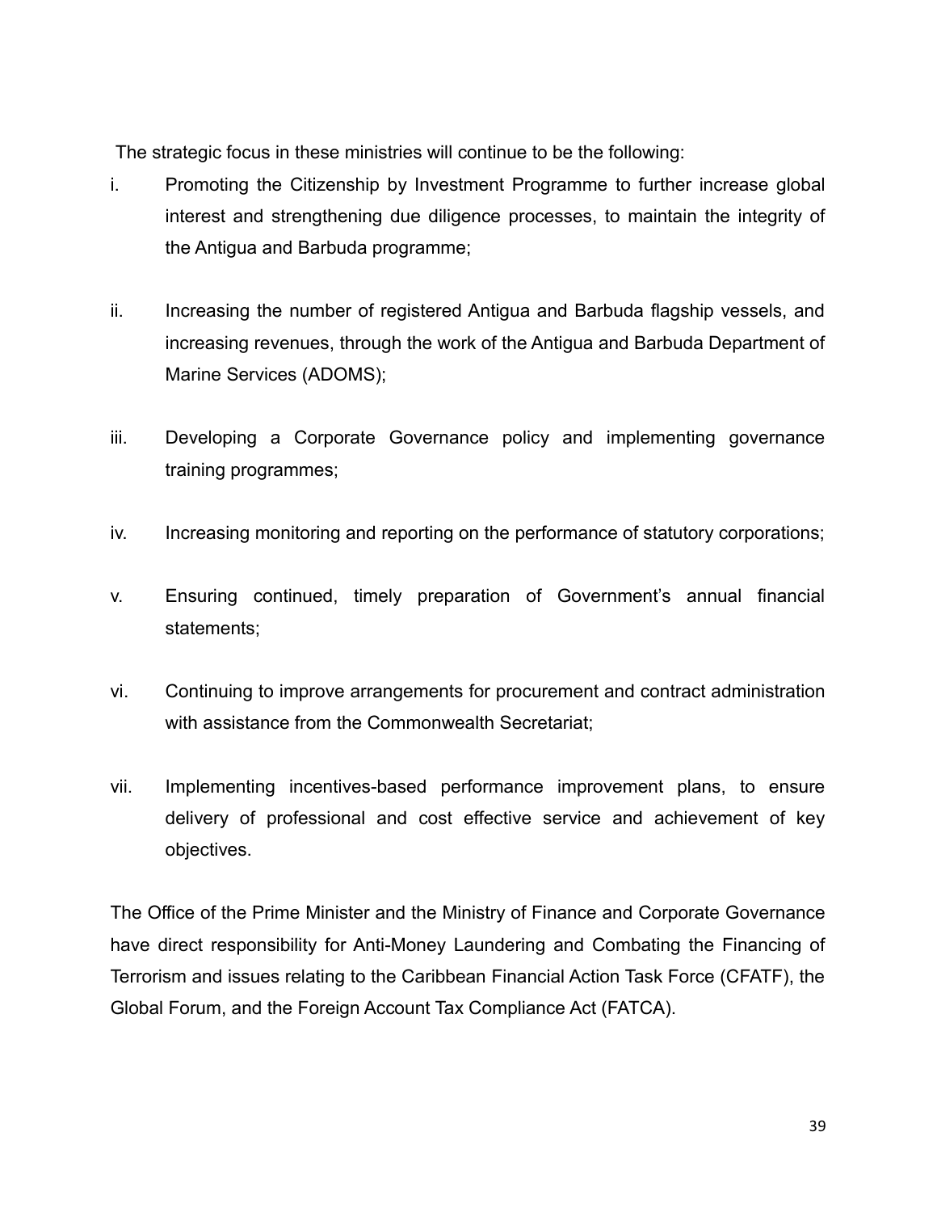The strategic focus in these ministries will continue to be the following:

i. Promoting the Citizenship by Investment Programme to further increase global interest and strengthening due diligence processes, to maintain the integrity of the Antigua and Barbuda programme;

ii. Increasing the number of registered Antigua and Barbuda flagship vessels, and increasing revenues, through the work of the Antigua and Barbuda Department of Marine Services (ADOMS);

iii. Developing a Corporate Governance policy and implementing governance training programmes;

iv. Increasing monitoring and reporting on the performance of statutory corporations;

v. Ensuring continued, timely preparation of Government's annual financial statements;

vi. Continuing to improve arrangements for procurement and contract administration with assistance from the Commonwealth Secretariat;

vii. Implementing incentives-based performance improvement plans, to ensure delivery of professional and cost effective service and achievement of key objectives.

The Office of the Prime Minister and the Ministry of Finance and Corporate Governance have direct responsibility for Anti-Money Laundering and Combating the Financing of Terrorism and issues relating to the Caribbean Financial Action Task Force (CFATF), the Global Forum, and the Foreign Account Tax Compliance Act (FATCA).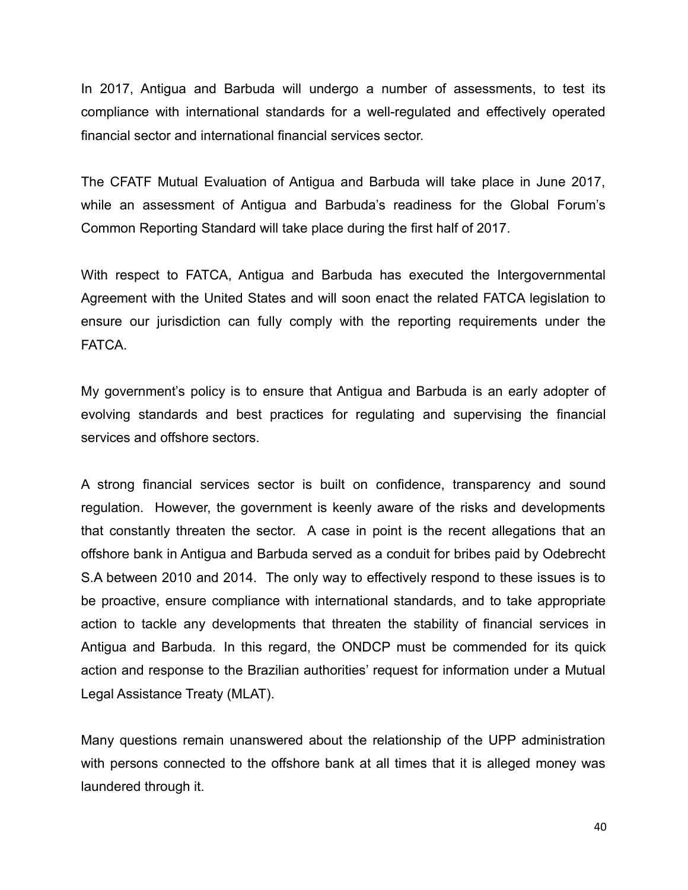In 2017, Antigua and Barbuda will undergo a number of assessments, to test its compliance with international standards for a well-regulated and effectively operated financial sector and international financial services sector.

The CFATF Mutual Evaluation of Antigua and Barbuda will take place in June 2017, while an assessment of Antigua and Barbuda's readiness for the Global Forum's Common Reporting Standard will take place during the first half of 2017.

With respect to FATCA, Antigua and Barbuda has executed the Intergovernmental Agreement with the United States and will soon enact the related FATCA legislation to ensure our jurisdiction can fully comply with the reporting requirements under the FATCA.

My government's policy is to ensure that Antigua and Barbuda is an early adopter of evolving standards and best practices for regulating and supervising the financial services and offshore sectors.

A strong financial services sector is built on confidence, transparency and sound regulation. However, the government is keenly aware of the risks and developments that constantly threaten the sector. A case in point is the recent allegations that an offshore bank in Antigua and Barbuda served as a conduit for bribes paid by Odebrecht S.A between 2010 and 2014. The only way to effectively respond to these issues is to be proactive, ensure compliance with international standards, and to take appropriate action to tackle any developments that threaten the stability of financial services in Antigua and Barbuda. In this regard, the ONDCP must be commended for its quick action and response to the Brazilian authorities' request for information under a Mutual Legal Assistance Treaty (MLAT).

Many questions remain unanswered about the relationship of the UPP administration with persons connected to the offshore bank at all times that it is alleged money was laundered through it.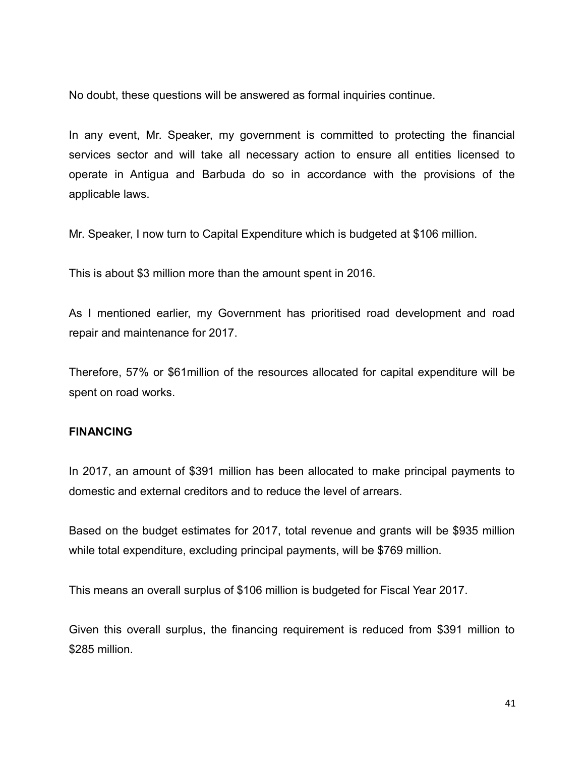No doubt, these questions will be answered as formal inquiries continue.

In any event, Mr. Speaker, my government is committed to protecting the financial services sector and will take all necessary action to ensure all entities licensed to operate in Antigua and Barbuda do so in accordance with the provisions of the applicable laws.

Mr. Speaker, I now turn to Capital Expenditure which is budgeted at $106 million.

This is about $3 million more than the amount spent in 2016.

As I mentioned earlier, my Government has prioritised road development and road repair and maintenance for 2017.

Therefore, 57% or $61million of the resources allocated for capital expenditure will be spent on road works.

**FINANCING**

In 2017, an amount of $391 million has been allocated to make principal payments to domestic and external creditors and to reduce the level of arrears.

Based on the budget estimates for 2017, total revenue and grants will be $935 million while total expenditure, excluding principal payments, will be $769 million.

This means an overall surplus of $106 million is budgeted for Fiscal Year 2017.

Given this overall surplus, the financing requirement is reduced from $391 million to $285 million.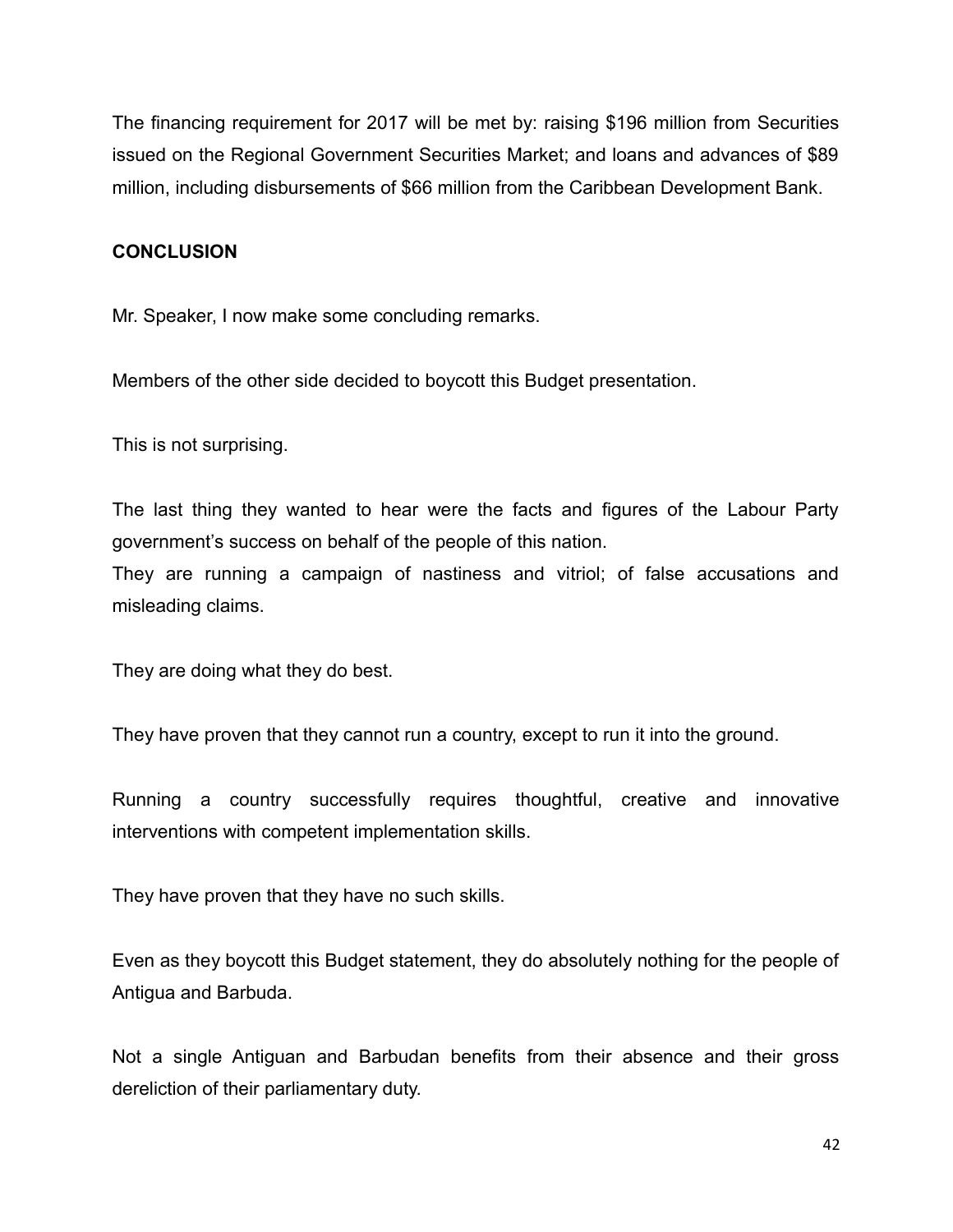The financing requirement for 2017 will be met by: raising $196 million from Securities issued on the Regional Government Securities Market; and loans and advances of $89 million, including disbursements of $66 million from the Caribbean Development Bank.

**CONCLUSION**

Mr. Speaker, I now make some concluding remarks.

Members of the other side decided to boycott this Budget presentation.

This is not surprising.

The last thing they wanted to hear were the facts and figures of the Labour Party government's success on behalf of the people of this nation.
They are running a campaign of nastiness and vitriol; of false accusations and misleading claims.

They are doing what they do best.

They have proven that they cannot run a country, except to run it into the ground.

Running a country successfully requires thoughtful, creative and innovative interventions with competent implementation skills.

They have proven that they have no such skills.

Even as they boycott this Budget statement, they do absolutely nothing for the people of Antigua and Barbuda.

Not a single Antiguan and Barbudan benefits from their absence and their gross dereliction of their parliamentary duty.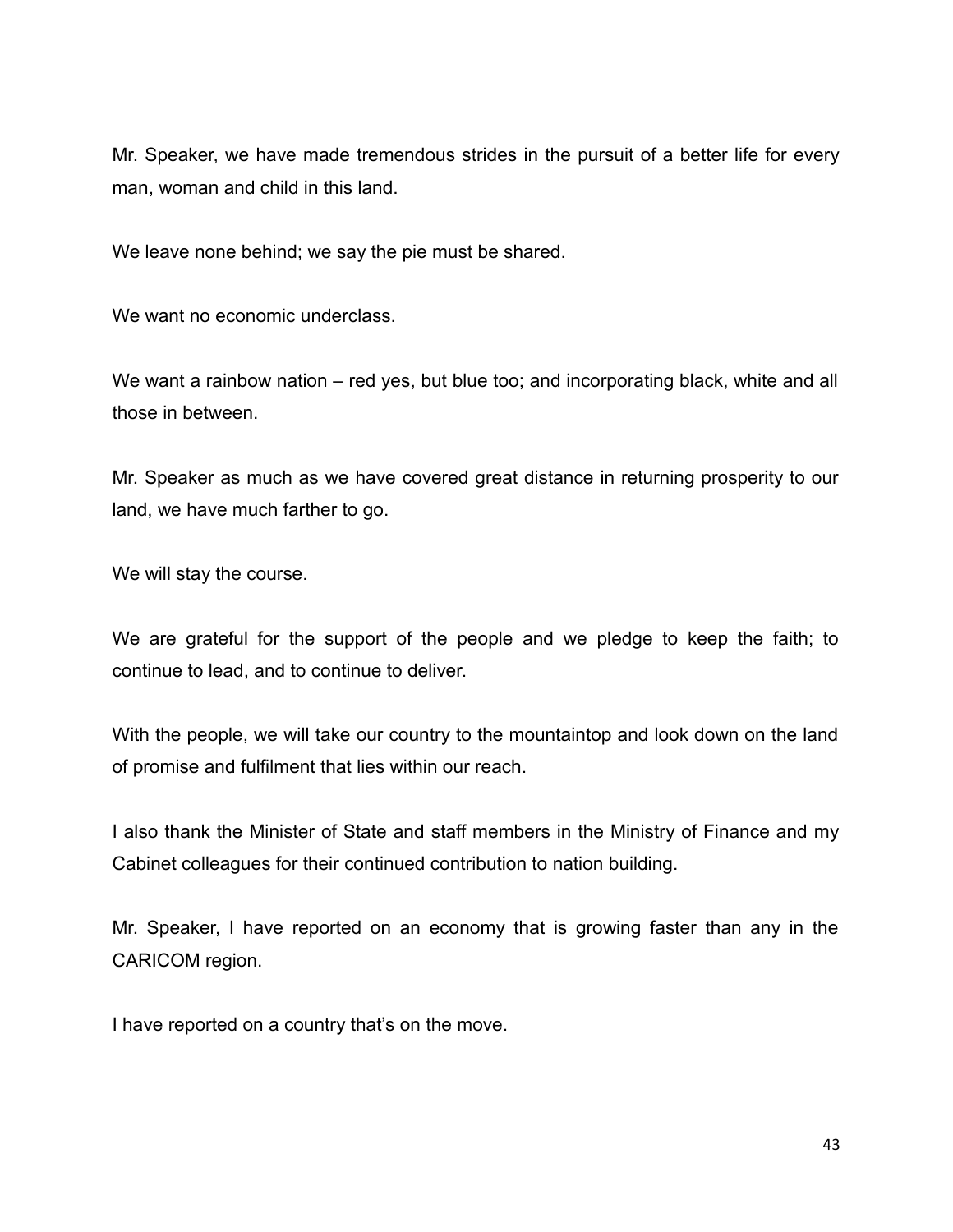Mr. Speaker, we have made tremendous strides in the pursuit of a better life for every man, woman and child in this land.

We leave none behind; we say the pie must be shared.

We want no economic underclass.

We want a rainbow nation – red yes, but blue too; and incorporating black, white and all those in between.

Mr. Speaker as much as we have covered great distance in returning prosperity to our land, we have much farther to go.

We will stay the course.

We are grateful for the support of the people and we pledge to keep the faith; to continue to lead, and to continue to deliver.

With the people, we will take our country to the mountaintop and look down on the land of promise and fulfilment that lies within our reach.

I also thank the Minister of State and staff members in the Ministry of Finance and my Cabinet colleagues for their continued contribution to nation building.

Mr. Speaker, I have reported on an economy that is growing faster than any in the CARICOM region.

I have reported on a country that's on the move.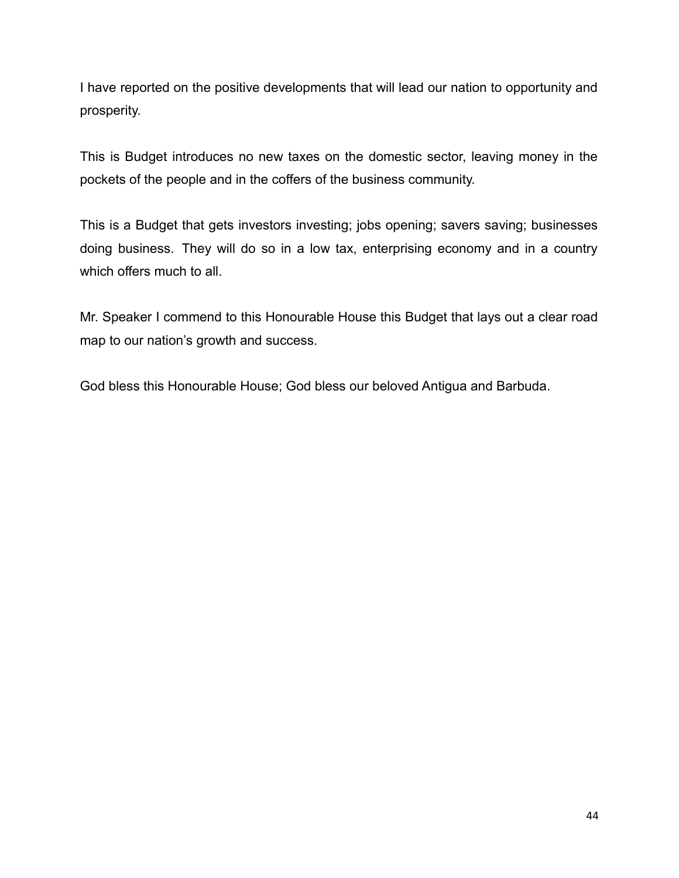I have reported on the positive developments that will lead our nation to opportunity and prosperity.

This is Budget introduces no new taxes on the domestic sector, leaving money in the pockets of the people and in the coffers of the business community.

This is a Budget that gets investors investing; jobs opening; savers saving; businesses doing business. They will do so in a low tax, enterprising economy and in a country which offers much to all.

Mr. Speaker I commend to this Honourable House this Budget that lays out a clear road map to our nation's growth and success.

God bless this Honourable House; God bless our beloved Antigua and Barbuda.